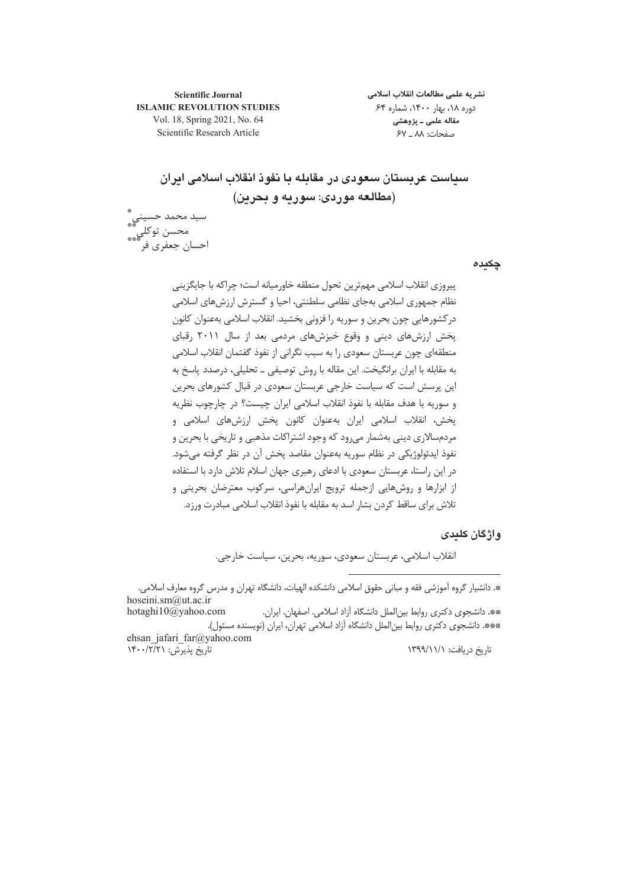**Scientific Journal**
**ISLAMIC REVOLUTION STUDIES**
Vol. 18, Spring 2021, No. 64
Scientific Research Article

**نشریه علمی مطالعات انقلاب اسلامی**
دوره ۱۸، بهار ۱۴۰۰، شماره ۶۴
**مقاله علمی ـ پژوهشی**
صفحات: ۸۸ ـ ۶۷

# سیاست عربستان سعودی در مقابله با نفوذ انقلاب اسلامی ایران (مطالعه موردی: سوریه و بحرین)

سید محمد حسینی*
محسن توکلی**
احسان جعفری فر***

## چکیده

پیروزی انقلاب اسلامی مهم‌ترین تحول منطقه خاورمیانه است؛ چراکه با جایگزینی نظام جمهوری اسلامی به‌جای نظامی سلطنتی، احیا و گسترش ارزش‌های اسلامی درکشورهایی چون بحرین و سوریه را فزونی بخشید. انقلاب اسلامی به‌عنوان کانون پخش ارزش‌های دینی و وقوع خیزش‌های مردمی بعد از سال ۲۰۱۱ رقبای منطقه‌ای چون عربستان سعودی را به سبب نگرانی از نفوذ گفتمان انقلاب اسلامی به مقابله با ایران برانگیخت. این مقاله با روش توصیفی ـ تحلیلی، درصدد پاسخ به این پرسش است که سیاست خارجی عربستان سعودی در قبال کشورهای بحرین و سوریه با هدف مقابله با نفوذ انقلاب اسلامی ایران چیست؟ در چارچوب نظریه پخش، انقلاب اسلامی ایران به‌عنوان کانون پخش ارزش‌های اسلامی و مردم‌سالاری دینی به‌شمار می‌رود که وجود اشتراکات مذهبی و تاریخی با بحرین و نفوذ ایدئولوژیکی در نظام سوریه به‌عنوان مقاصد پخش آن در نظر گرفته می‌شود. در این راستا، عربستان سعودی با ادعای رهبری جهان اسلام تلاش دارد با استفاده از ابزارها و روش‌هایی ازجمله ترویج ایران‌هراسی، سرکوب معترضان بحرینی و تلاش برای ساقط کردن بشار اسد به مقابله با نفوذ انقلاب اسلامی مبادرت ورزد.

## واژگان کلیدی

انقلاب اسلامی، عربستان سعودی، سوریه، بحرین، سیاست خارجی.

---

*. دانشیار گروه آموزشی فقه و مبانی حقوق اسلامی دانشکده الهیات، دانشگاه تهران و مدرس گروه معارف اسلامی.
hoseini.sm@ut.ac.ir

**. دانشجوی دکتری روابط بین‌الملل دانشگاه آزاد اسلامی. اصفهان. ایران.
hotaghi10@yahoo.com

***. دانشجوی دکتری روابط بین‌الملل دانشگاه آزاد اسلامی تهران، ایران (نویسنده مسئول).
ehsan_jafari_far@yahoo.com

تاریخ دریافت: ۱۳۹۹/۱۱/۱ &nbsp;&nbsp;&nbsp; تاریخ پذیرش: ۱۴۰۰/۲/۲۱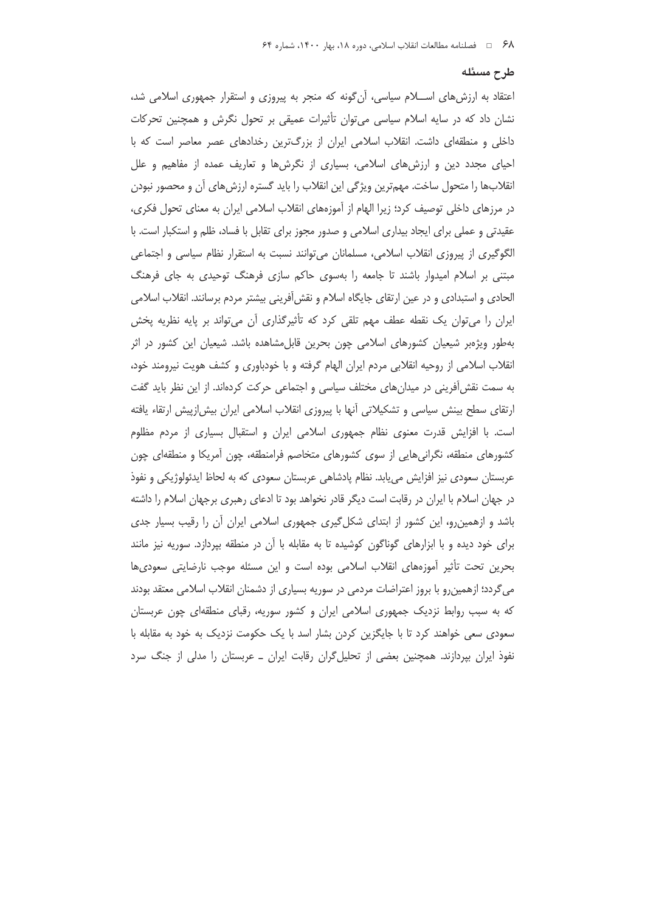## طرح مسئله

اعتقاد به ارزش‌های اسلام سیاسی، آن‌گونه که منجر به پیروزی و استقرار جمهوری اسلامی شد، نشان داد که در سایه اسلام سیاسی می‌توان تأثیرات عمیقی بر تحول نگرش و همچنین تحرکات داخلی و منطقه‌ای داشت. انقلاب اسلامی ایران از بزرگ‌ترین رخدادهای عصر معاصر است که با احیای مجدد دین و ارزش‌های اسلامی، بسیاری از نگرش‌ها و تعاریف عمده از مفاهیم و علل انقلاب‌ها را متحول ساخت. مهم‌ترین ویژگی این انقلاب را باید گستره ارزش‌های آن و محصور نبودن در مرزهای داخلی توصیف کرد؛ زیرا الهام از آموزه‌های انقلاب اسلامی ایران به معنای تحول فکری، عقیدتی و عملی برای ایجاد بیداری اسلامی و صدور مجوز برای تقابل با فساد، ظلم و استکبار است. با الگوگیری از پیروزی انقلاب اسلامی، مسلمانان می‌توانند نسبت به استقرار نظام سیاسی و اجتماعی مبتنی بر اسلام امیدوار باشند تا جامعه را به‌سوی حاکم سازی فرهنگ توحیدی به جای فرهنگ الحادی و استبدادی و در عین ارتقای جایگاه اسلام و نقش‌آفرینی بیشتر مردم برسانند. انقلاب اسلامی ایران را می‌توان یک نقطه عطف مهم تلقی کرد که تأثیرگذاری آن می‌تواند بر پایه نظریه پخش به‌طور ویژه‌بر شیعیان کشورهای اسلامی چون بحرین قابل‌مشاهده باشد. شیعیان این کشور در اثر انقلاب اسلامی از روحیه انقلابی مردم ایران الهام گرفته و با خودباوری و کشف هویت نیرومند خود، به سمت نقش‌آفرینی در میدان‌های مختلف سیاسی و اجتماعی حرکت کرده‌اند. از این نظر باید گفت ارتقای سطح بینش سیاسی و تشکیلاتی آنها با پیروزی انقلاب اسلامی ایران بیش‌ازپیش ارتقاء یافته است. با افزایش قدرت معنوی نظام جمهوری اسلامی ایران و استقبال بسیاری از مردم مظلوم کشورهای منطقه، نگرانی‌هایی از سوی کشورهای متخاصم فرامنطقه، چون آمریکا و منطقه‌ای چون عربستان سعودی نیز افزایش می‌یابد. نظام پادشاهی عربستان سعودی که به لحاظ ایدئولوژیکی و نفوذ در جهان اسلام با ایران در رقابت است دیگر قادر نخواهد بود تا ادعای رهبری برجهان اسلام را داشته باشد و ازهمین‌رو، این کشور از ابتدای شکل‌گیری جمهوری اسلامی ایران آن را رقیب بسیار جدی برای خود دیده و با ابزارهای گوناگون کوشیده تا به مقابله با آن در منطقه بپردازد. سوریه نیز مانند بحرین تحت تأثیر آموزه‌های انقلاب اسلامی بوده است و این مسئله موجب نارضایتی سعودی‌ها می‌گردد؛ ازهمین‌رو با بروز اعتراضات مردمی در سوریه بسیاری از دشمنان انقلاب اسلامی معتقد بودند که به سبب روابط نزدیک جمهوری اسلامی ایران و کشور سوریه، رقبای منطقه‌ای چون عربستان سعودی سعی خواهند کرد تا با جایگزین کردن بشار اسد با یک حکومت نزدیک به خود به مقابله با نفوذ ایران بپردازند. همچنین بعضی از تحلیل‌گران رقابت ایران ـ عربستان را مدلی از جنگ سرد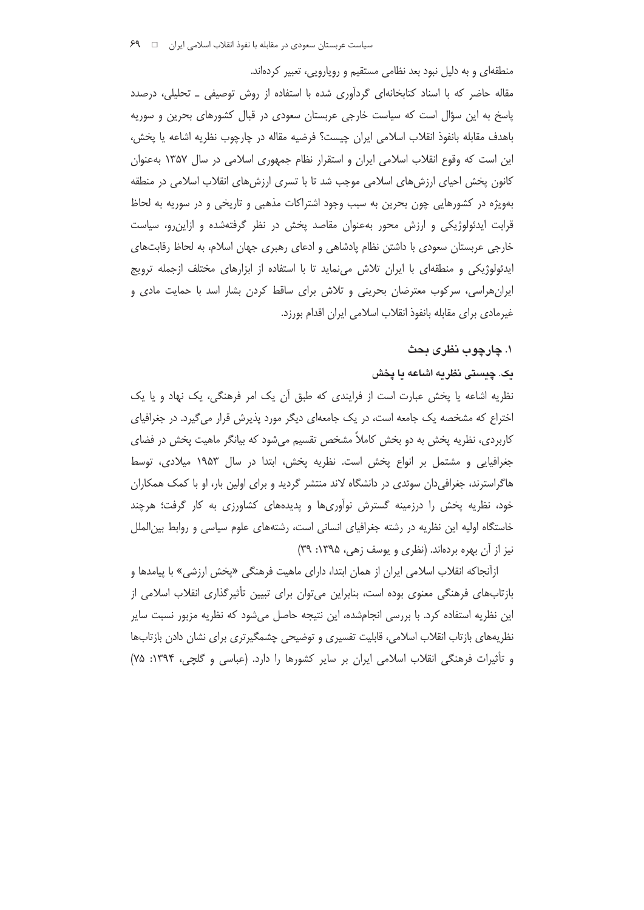منطقه‌ای و به دلیل نبود بعد نظامی مستقیم و رویارویی، تعبیر کرده‌اند.

مقاله حاضر که با اسناد کتابخانه‌ای گردآوری شده با استفاده از روش توصیفی ـ تحلیلی، درصدد پاسخ به این سؤال است که سیاست خارجی عربستان سعودی در قبال کشورهای بحرین و سوریه باهدف مقابله بانفوذ انقلاب اسلامی ایران چیست؟ فرضیه مقاله در چارچوب نظریه اشاعه یا پخش، این است که وقوع انقلاب اسلامی ایران و استقرار نظام جمهوری اسلامی در سال ۱۳۵۷ به‌عنوان کانون پخش احیای ارزش‌های اسلامی موجب شد تا با تسری ارزش‌های انقلاب اسلامی در منطقه به‌ویژه در کشورهایی چون بحرین به سبب وجود اشتراکات مذهبی و تاریخی و در سوریه به لحاظ قرابت ایدئولوژیکی و ارزش محور به‌عنوان مقاصد پخش در نظر گرفته‌شده و ازاین‌رو، سیاست خارجی عربستان سعودی با داشتن نظام پادشاهی و ادعای رهبری جهان اسلام، به لحاظ رقابت‌های ایدئولوژیکی و منطقه‌ای با ایران تلاش می‌نماید تا با استفاده از ابزارهای مختلف ازجمله ترویج ایران‌هراسی، سرکوب معترضان بحرینی و تلاش برای ساقط کردن بشار اسد با حمایت مادی و غیرمادی برای مقابله بانفوذ انقلاب اسلامی ایران اقدام بورزد.

## ۱. چارچوب نظری بحث

### یک. چیستی نظریه اشاعه یا پخش

نظریه اشاعه یا پخش عبارت است از فرایندی که طبق آن یک امر فرهنگی، یک نهاد و یا یک اختراع که مشخصه یک جامعه است، در یک جامعه‌ای دیگر مورد پذیرش قرار می‌گیرد. در جغرافیای کاربردی، نظریه پخش به دو بخش کاملاً مشخص تقسیم می‌شود که بیانگر ماهیت پخش در فضای جغرافیایی و مشتمل بر انواع پخش است. نظریه پخش، ابتدا در سال ۱۹۵۳ میلادی، توسط هاگراسترند، جغرافی‌دان سوئدی در دانشگاه لاند منتشر گردید و برای اولین بار، او با کمک همکاران خود، نظریه پخش را درزمینه گسترش نوآوری‌ها و پدیده‌های کشاورزی به کار گرفت؛ هرچند خاستگاه اولیه این نظریه در رشته جغرافیای انسانی است، رشته‌های علوم سیاسی و روابط بین‌الملل نیز از آن بهره برده‌اند. (نظری و یوسف زهی، ۱۳۹۵: ۳۹)

ازآنجاکه انقلاب اسلامی ایران از همان ابتدا، دارای ماهیت فرهنگی «پخش ارزشی» با پیامدها و بازتاب‌های فرهنگی معنوی بوده است، بنابراین می‌توان برای تبیین تأثیرگذاری انقلاب اسلامی از این نظریه استفاده کرد. با بررسی انجام‌شده، این نتیجه حاصل می‌شود که نظریه مزبور نسبت سایر نظریه‌های بازتاب انقلاب اسلامی، قابلیت تفسیری و توضیحی چشمگیرتری برای نشان دادن بازتاب‌ها و تأثیرات فرهنگی انقلاب اسلامی ایران بر سایر کشورها را دارد. (عباسی و گلچی، ۱۳۹۴: ۷۵)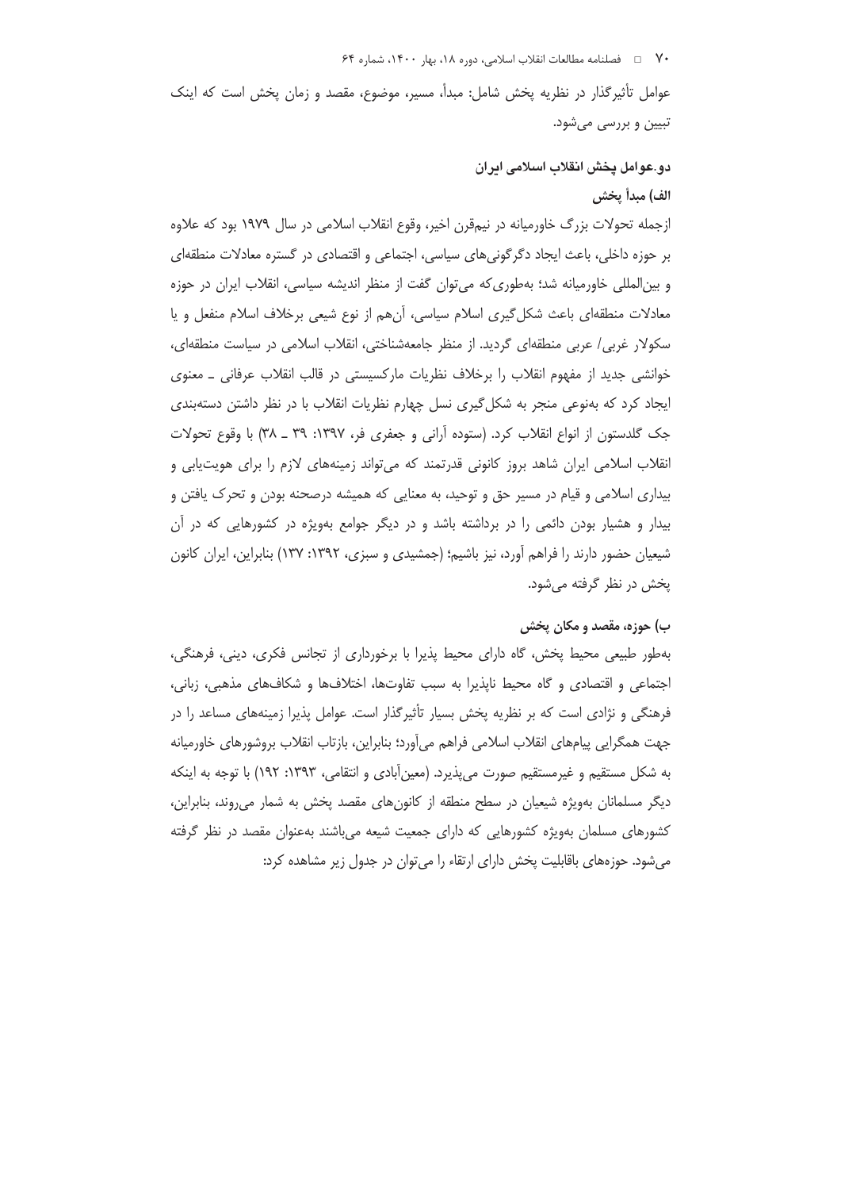عوامل تأثیرگذار در نظریه پخش شامل: مبدأ، مسیر، موضوع، مقصد و زمان پخش است که اینک تبیین و بررسی می‌شود.

## دو. عوامل پخش انقلاب اسلامی ایران

### الف) مبدأ پخش

ازجمله تحولات بزرگ خاورمیانه در نیم‌قرن اخیر، وقوع انقلاب اسلامی در سال ۱۹۷۹ بود که علاوه بر حوزه داخلی، باعث ایجاد دگرگونی‌های سیاسی، اجتماعی و اقتصادی در گستره معادلات منطقه‌ای و بین‌المللی خاورمیانه شد؛ به‌طوری‌که می‌توان گفت از منظر اندیشه سیاسی، انقلاب ایران در حوزه معادلات منطقه‌ای باعث شکل‌گیری اسلام سیاسی، آن‌هم از نوع شیعی برخلاف اسلام منفعل و یا سکولار غربی/ عربی منطقه‌ای گردید. از منظر جامعه‌شناختی، انقلاب اسلامی در سیاست منطقه‌ای، خوانشی جدید از مفهوم انقلاب را برخلاف نظریات مارکسیستی در قالب انقلاب عرفانی ـ معنوی ایجاد کرد که به‌نوعی منجر به شکل‌گیری نسل چهارم نظریات انقلاب با در نظر داشتن دسته‌بندی جک گلدستون از انواع انقلاب کرد. (ستوده آرانی و جعفری فر، ۱۳۹۷: ۳۹ ـ ۳۸) با وقوع تحولات انقلاب اسلامی ایران شاهد بروز کانونی قدرتمند که می‌تواند زمینه‌های لازم را برای هویت‌یابی و بیداری اسلامی و قیام در مسیر حق و توحید، به معنایی که همیشه درصحنه بودن و تحرک یافتن و بیدار و هشیار بودن دائمی را در برداشته باشد و در دیگر جوامع به‌ویژه در کشورهایی که در آن شیعیان حضور دارند را فراهم آورد، نیز باشیم؛ (جمشیدی و سبزی، ۱۳۹۲: ۱۳۷) بنابراین، ایران کانون پخش در نظر گرفته می‌شود.

### ب) حوزه، مقصد و مکان پخش

به‌طور طبیعی محیط پخش، گاه دارای محیط پذیرا با برخورداری از تجانس فکری، دینی، فرهنگی، اجتماعی و اقتصادی و گاه محیط ناپذیرا به سبب تفاوت‌ها، اختلاف‌ها و شکاف‌های مذهبی، زبانی، فرهنگی و نژادی است که بر نظریه پخش بسیار تأثیرگذار است. عوامل پذیرا زمینه‌های مساعد را در جهت همگرایی پیام‌های انقلاب اسلامی فراهم می‌آورد؛ بنابراین، بازتاب انقلاب بروشورهای خاورمیانه به شکل مستقیم و غیرمستقیم صورت می‌پذیرد. (معین‌آبادی و انتقامی، ۱۳۹۳: ۱۹۲) با توجه به اینکه دیگر مسلمانان به‌ویژه شیعیان در سطح منطقه از کانون‌های مقصد پخش به شمار می‌روند، بنابراین، کشورهای مسلمان به‌ویژه کشورهایی که دارای جمعیت شیعه می‌باشند به‌عنوان مقصد در نظر گرفته می‌شود. حوزه‌های باقابلیت پخش دارای ارتقاء را می‌توان در جدول زیر مشاهده کرد: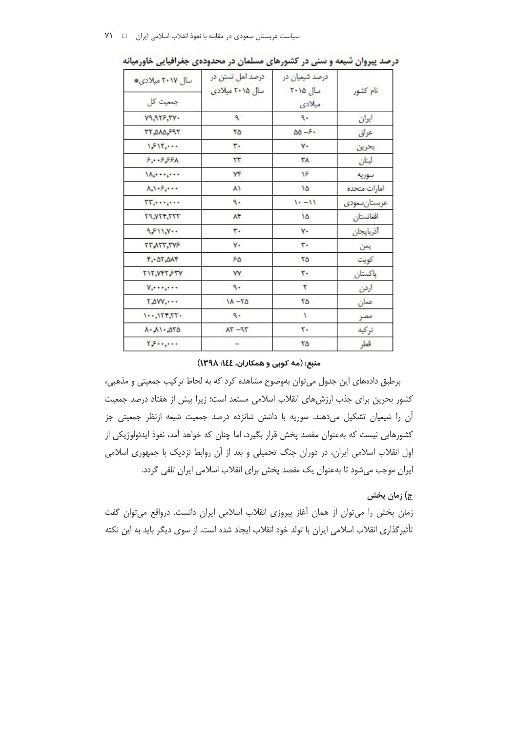درصد پیروان شیعه و سنی در کشورهای مسلمان در محدوده‌ی جغرافیایی خاورمیانه

| نام کشور | درصد شیعیان در سال ۲۰۱۵ میلادی | درصد اهل تسنن در سال ۲۰۱۵ میلادی | سال ۲۰۱۷ میلادی* |
|---|---|---|---|
| | | | جمعیت کل |
| ایران | ۹۰ | ۹ | ۷۹،۹۲۶،۲۷۰ |
| عراق | ۶۰– ۵۵ | ۲۵ | ۳۲،۵۸۵،۶۹۲ |
| بحرین | ۷۰ | ۳۰ | ۱،۶۱۲،۰۰۰ |
| لبنان | ۳۸ | ۲۳ | ۶،۰۰۶،۶۶۸ |
| سوریه | ۱۶ | ۷۴ | ۱۸،۰۰۰،۰۰۰ |
| امارات متحده | ۱۵ | ۸۱ | ۸،۱۰۶،۰۰۰ |
| عربستان‌سعودی | ۱۱– ۱۰ | ۹۰ | ۳۳،۰۰۰،۰۰۰ |
| افغانستان | ۱۵ | ۸۴ | ۲۹،۷۲۴،۳۲۳ |
| آذربایجان | ۷۰ | ۳۰ | ۹،۶۱۱،۷۰۰ |
| یمن | ۳۰ | ۷۰ | ۲۳،۸۳۳،۳۷۶ |
| کویت | ۲۵ | ۶۵ | ۴،۰۵۲،۵۸۴ |
| پاکستان | ۲۰ | ۷۷ | ۲۱۲،۷۴۲،۶۳۷ |
| اردن | ۲ | ۹۰ | ۷،۰۰۰،۰۰۰ |
| عمان | ۲۵ | ۲۵– ۱۸ | ۲،۵۷۷،۰۰۰ |
| مصر | ۱ | ۹۰ | ۱۰۰،۱۲۴،۳۲۰ |
| ترکیه | ۲۰ | ۹۳– ۸۳ | ۸۰،۸۱۰،۵۲۵ |
| قطر | ۲۵ | – | ۲،۶۰۰،۰۰۰ |

**منبع: (مه کوبی و همکاران، ۱٤٤: ۱۳۹۸)**

برطبق داده‌های این جدول می‌توان به‌وضوح مشاهده کرد که به لحاظ ترکیب جمعیتی و مذهبی، کشور بحرین برای جذب ارزش‌های انقلاب اسلامی مستعد است؛ زیرا بیش از هفتاد درصد جمعیت آن را شیعیان تشکیل می‌دهند. سوریه با داشتن شانزده درصد جمعیت شیعه ازنظر جمعیتی جز کشورهایی نیست که به‌عنوان مقصد پخش قرار بگیرد، اما چنان که خواهد آمد، نفوذ ایدئولوژیکی از اول انقلاب اسلامی ایران، در دوران جنگ تحمیلی و بعد از آن روابط نزدیک با جمهوری اسلامی ایران موجب می‌شود تا به‌عنوان یک مقصد پخش برای انقلاب اسلامی ایران تلقی گردد.

### ج) زمان پخش

زمان پخش را می‌توان از همان آغاز پیروزی انقلاب اسلامی ایران دانست. درواقع می‌توان گفت تأثیرگذاری انقلاب اسلامی ایران با تولد خود انقلاب ایجاد شده است. از سوی دیگر باید به این نکته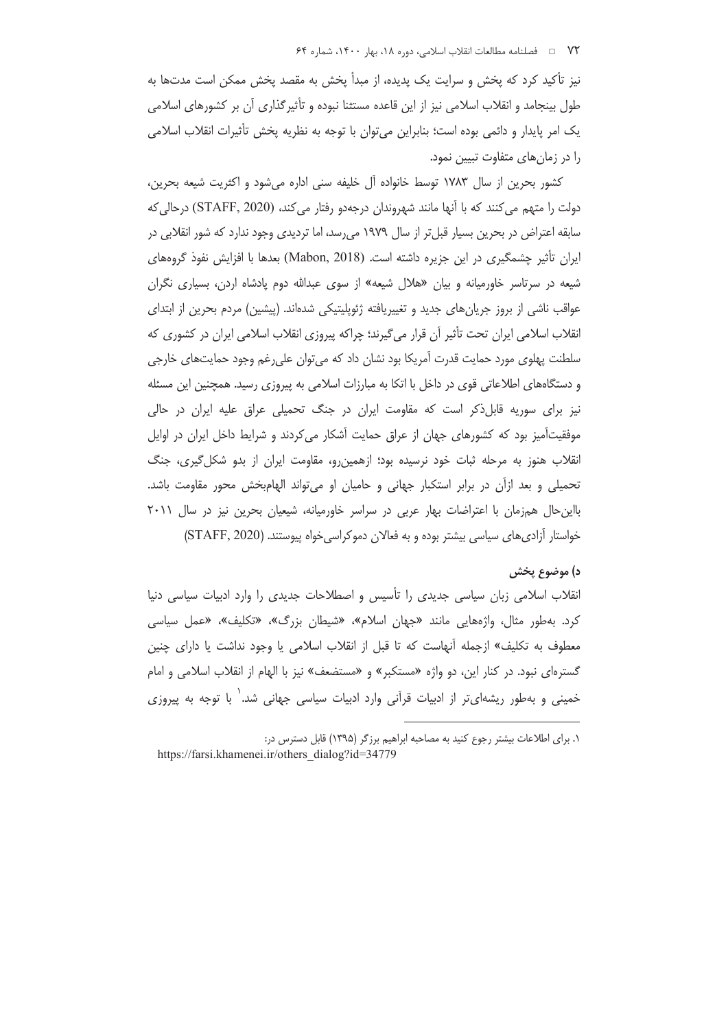نیز تأکید کرد که پخش و سرایت یک پدیده، از مبدأ پخش به مقصد پخش ممکن است مدت‌ها به طول بینجامد و انقلاب اسلامی نیز از این قاعده مستثنا نبوده و تأثیرگذاری آن بر کشورهای اسلامی یک امر پایدار و دائمی بوده است؛ بنابراین می‌توان با توجه به نظریه پخش تأثیرات انقلاب اسلامی را در زمان‌های متفاوت تبیین نمود.

کشور بحرین از سال ۱۷۸۳ توسط خانواده آل خلیفه سنی اداره می‌شود و اکثریت شیعه بحرین، دولت را متهم می‌کنند که با آنها مانند شهروندان درجه‌دو رفتار می‌کند، (STAFF, 2020) درحالی‌که سابقه اعتراض در بحرین بسیار قبل‌تر از سال ۱۹۷۹ می‌رسد، اما تردیدی وجود ندارد که شور انقلابی در ایران تأثیر چشمگیری در این جزیره داشته است. (Mabon, 2018) بعدها با افزایش نفوذ گروه‌های شیعه در سرتاسر خاورمیانه و بیان «هلال شیعه» از سوی عبدالله دوم پادشاه اردن، بسیاری نگران عواقب ناشی از بروز جریان‌های جدید و تغییریافته ژئوپلیتیکی شده‌اند. (پیشین) مردم بحرین از ابتدای انقلاب اسلامی ایران تحت تأثیر آن قرار می‌گیرند؛ چراکه پیروزی انقلاب اسلامی ایران در کشوری که سلطنت پهلوی مورد حمایت قدرت آمریکا بود نشان داد که می‌توان علی‌رغم وجود حمایت‌های خارجی و دستگاه‌های اطلاعاتی قوی در داخل با اتکا به مبارزات اسلامی به پیروزی رسید. همچنین این مسئله نیز برای سوریه قابل‌ذکر است که مقاومت ایران در جنگ تحمیلی عراق علیه ایران در حالی موفقیت‌آمیز بود که کشورهای جهان از عراق حمایت آشکار می‌کردند و شرایط داخل ایران در اوایل انقلاب هنوز به مرحله ثبات خود نرسیده بود؛ ازهمین‌رو، مقاومت ایران از بدو شکل‌گیری، جنگ تحمیلی و بعد ازآن در برابر استکبار جهانی و حامیان او می‌تواند الهام‌بخش محور مقاومت باشد. بااین‌حال هم‌زمان با اعتراضات بهار عربی در سراسر خاورمیانه، شیعیان بحرین نیز در سال ۲۰۱۱ خواستار آزادی‌های سیاسی بیشتر بوده و به فعالان دموکراسی‌خواه پیوستند. (STAFF, 2020)

### د) موضوع پخش

انقلاب اسلامی زبان سیاسی جدیدی را تأسیس و اصطلاحات جدیدی را وارد ادبیات سیاسی دنیا کرد. به‌طور مثال، واژه‌هایی مانند «جهان اسلام»، «شیطان بزرگ»، «تکلیف»، «عمل سیاسی معطوف به تکلیف» ازجمله آنهاست که تا قبل از انقلاب اسلامی یا وجود نداشت یا دارای چنین گستره‌ای نبود. در کنار این، دو واژه «مستکبر» و «مستضعف» نیز با الهام از انقلاب اسلامی و امام خمینی و به‌طور ریشه‌ای‌تر از ادبیات قرآنی وارد ادبیات سیاسی جهانی شد.[1] با توجه به پیروزی

---

۱. برای اطلاعات بیشتر رجوع کنید به مصاحبه ابراهیم برزگر (۱۳۹۵) قابل دسترس در:
https://farsi.khamenei.ir/others_dialog?id=34779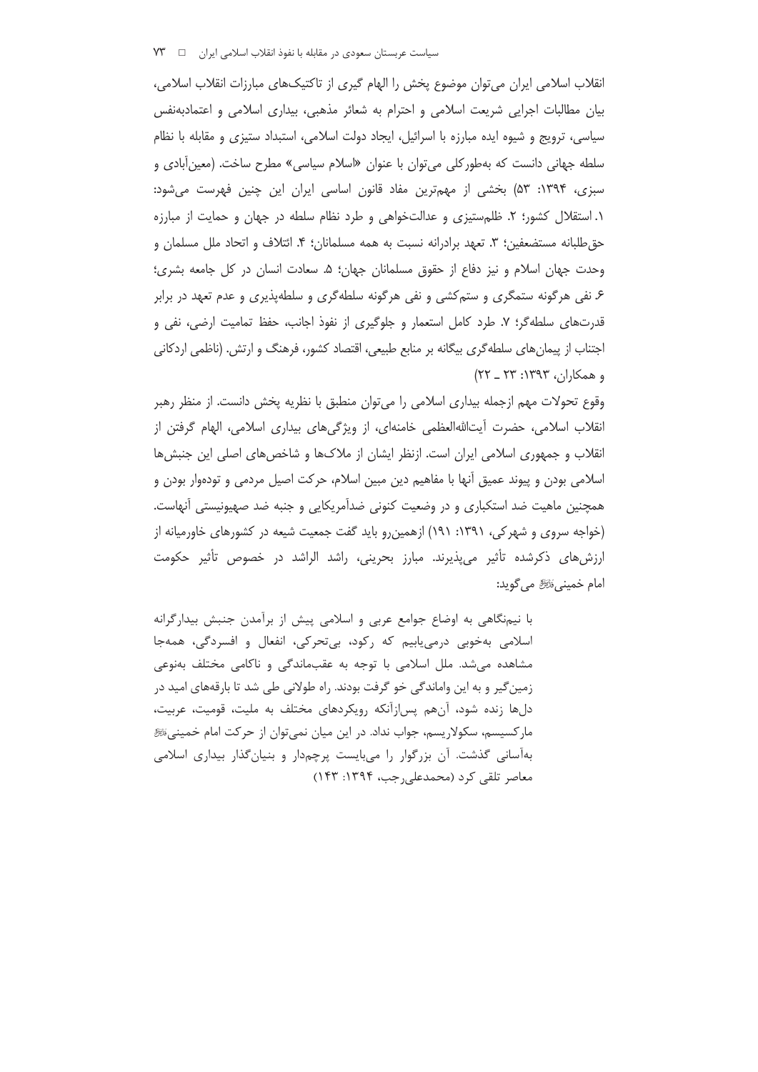انقلاب اسلامی ایران می‌توان موضوع پخش را الهام گیری از تاکتیک‌های مبارزات انقلاب اسلامی، بیان مطالبات اجرایی شریعت اسلامی و احترام به شعائر مذهبی، بیداری اسلامی و اعتمادبه‌نفس سیاسی، ترویج و شیوه ایده مبارزه با اسرائیل، ایجاد دولت اسلامی، استبداد ستیزی و مقابله با نظام سلطه جهانی دانست که به‌طورکلی می‌توان با عنوان «اسلام سیاسی» مطرح ساخت. (معین‌آبادی و سبزی، ۱۳۹۴: ۵۳) بخشی از مهم‌ترین مفاد قانون اساسی ایران این چنین فهرست می‌شود: ۱. استقلال کشور؛ ۲. ظلم‌ستیزی و عدالت‌خواهی و طرد نظام سلطه در جهان و حمایت از مبارزه حق‌طلبانه مستضعفین؛ ۳. تعهد برادرانه نسبت به همه مسلمانان؛ ۴. ائتلاف و اتحاد ملل مسلمان و وحدت جهان اسلام و نیز دفاع از حقوق مسلمانان جهان؛ ۵. سعادت انسان در کل جامعه بشری؛ ۶. نفی هرگونه ستمگری و ستم‌کشی و نفی هرگونه سلطه‌گری و سلطه‌پذیری و عدم تعهد در برابر قدرت‌های سلطه‌گر؛ ۷. طرد کامل استعمار و جلوگیری از نفوذ اجانب، حفظ تمامیت ارضی، نفی و اجتناب از پیمان‌های سلطه‌گری بیگانه بر منابع طبیعی، اقتصاد کشور، فرهنگ و ارتش. (ناظمی اردکانی و همکاران، ۱۳۹۳: ۲۳ ـ ۲۲)

وقوع تحولات مهم ازجمله بیداری اسلامی را می‌توان منطبق با نظریه پخش دانست. از منظر رهبر انقلاب اسلامی، حضرت آیت‌الله‌العظمی خامنه‌ای، از ویژگی‌های بیداری اسلامی، الهام گرفتن از انقلاب و جمهوری اسلامی ایران است. ازنظر ایشان از ملاک‌ها و شاخص‌های اصلی این جنبش‌ها اسلامی بودن و پیوند عمیق آنها با مفاهیم دین مبین اسلام، حرکت اصیل مردمی و توده‌وار بودن و همچنین ماهیت ضد استکباری و در وضعیت کنونی ضدآمریکایی و جنبه ضد صهیونیستی آنهاست. (خواجه سروی و شهرکی، ۱۳۹۱: ۱۹۱) ازهمین‌رو باید گفت جمعیت شیعه در کشورهای خاورمیانه از ارزش‌های ذکرشده تأثیر می‌پذیرند. مبارز بحرینی، راشد الراشد در خصوص تأثیر حکومت امام خمینی؟ق؟ می‌گوید:

> با نیم‌نگاهی به اوضاع جوامع عربی و اسلامی پیش از برآمدن جنبش بیدارگرانه اسلامی به‌خوبی درمی‌یابیم که رکود، بی‌تحرکی، انفعال و افسردگی، همه‌جا مشاهده می‌شد. ملل اسلامی با توجه به عقب‌ماندگی و ناکامی مختلف به‌نوعی زمین‌گیر و به این واماندگی خو گرفت بودند. راه طولانی طی شد تا بارقه‌های امید در دل‌ها زنده شود، آن‌هم پس‌ازآنکه رویکردهای مختلف به ملیت، قومیت، عربیت، مارکسیسم، سکولاریسم، جواب نداد. در این میان نمی‌توان از حرکت امام خمینی؟ق؟ به‌آسانی گذشت. آن بزرگوار را می‌بایست پرچم‌دار و بنیان‌گذار بیداری اسلامی معاصر تلقی کرد (محمدعلی‌رجب، ۱۳۹۴: ۱۴۳)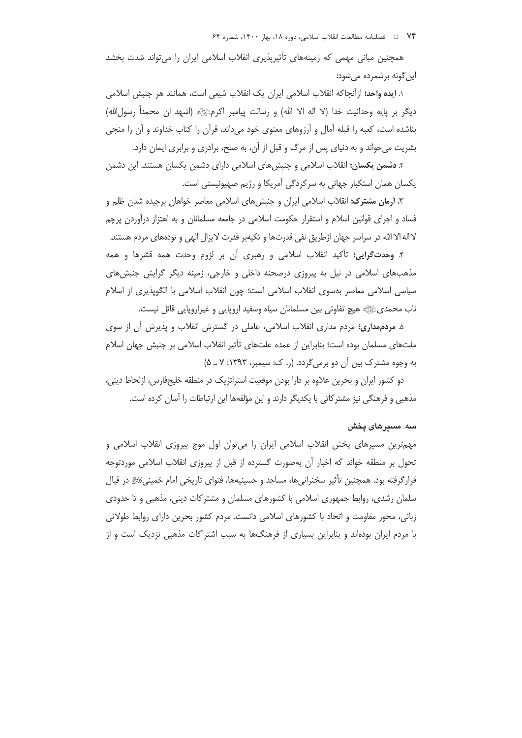همچنین مبانی مهمی که زمینه‌های تأثیرپذیری انقلاب اسلامی ایران را می‌تواند شدت بخشد این‌گونه برشمرده می‌شود:

۱. **ایده واحد**؛ ازآنجاکه انقلاب اسلامی ایران یک انقلاب شیعی است، همانند هر جنبش اسلامی دیگر بر پایه وحدانیت خدا (لا اله الا الله) و رسالت پیامبر اکرمﷺ (اشهد ان محمداً رسول‌الله) بناشده است، کعبه را قبله آمال و آرزوهای معنوی خود می‌داند، قرآن را کتاب خداوند و آن را منجی بشریت می‌خواند و به دنیای پس از مرگ و قبل از آن، به صلح، برادری و برابری ایمان دارد.

۲. **دشمن یکسان**؛ انقلاب اسلامی و جنبش‌های اسلامی دارای دشمن یکسان هستند. این دشمن یکسان همان استکبار جهانی به سرکردگی آمریکا و رژیم صهیونیستی است.

۳. **آرمان مشترک**؛ انقلاب اسلامی ایران و جنبش‌های اسلامی معاصر خواهان برچیده شدن ظلم و فساد و اجرای قوانین اسلام و استقرار حکومت اسلامی در جامعه مسلمانان و به اهتزاز درآوردن پرچم لااله الا الله در سراسر جهان ازطریق نفی قدرت‌ها و تکیه‌بر قدرت لایزال الهی و توده‌های مردم هستند.

۴. **وحدت‌گرایی**؛ تأکید انقلاب اسلامی و رهبری آن بر لزوم وحدت همه قشرها و همه مذهب‌های اسلامی در نیل به پیروزی درصحنه داخلی و خارجی، زمینه دیگر گرایش جنبش‌های سیاسی اسلامی معاصر به‌سوی انقلاب اسلامی است؛ چون انقلاب اسلامی با الگوپذیری از اسلام ناب محمدیﷺ هیچ تفاوتی بین مسلمانان سیاه وسفید اروپایی و غیراروپایی قائل نیست.

۵. **مردم‌مداری**؛ مردم مداری انقلاب اسلامی، عاملی در گسترش انقلاب و پذیرش آن از سوی ملت‌های مسلمان بوده است؛ بنابراین از عمده علت‌های تأثیر انقلاب اسلامی بر جنبش جهان اسلام به وجوه مشترک بین آن دو برمی‌گردد. (ر. ک: سیمبر، ۱۳۹۳: ۷ ـ ۵)

دو کشور ایران و بحرین علاوه بر دارا بودن موقعیت استراتژیک در منطقه خلیج‌فارس، ازلحاظ دینی، مذهبی و فرهنگی نیز مشترکاتی با یکدیگر دارند و این مؤلفه‌ها این ارتباطات را آسان کرده است.

### سه. مسیرهای پخش

مهم‌ترین مسیرهای پخش انقلاب اسلامی ایران را می‌توان اول موج پیروزی انقلاب اسلامی و تحول بر منطقه خواند که اخبار آن به‌صورت گسترده از قبل از پیروزی انقلاب اسلامی موردتوجه قرارگرفته بود. همچنین تأثیر سخنرانی‌ها، مساجد و حسینیه‌ها، فتوای تاریخی امام خمینیؒ در قبال سلمان رشدی، روابط جمهوری اسلامی با کشورهای مسلمان و مشترکات دینی، مذهبی و تا حدودی زبانی، محور مقاومت و اتحاد با کشورهای اسلامی دانست. مردم کشور بحرین دارای روابط طولانی با مردم ایران بوده‌اند و بنابراین بسیاری از فرهنگ‌ها به سبب اشتراکات مذهبی نزدیک است و از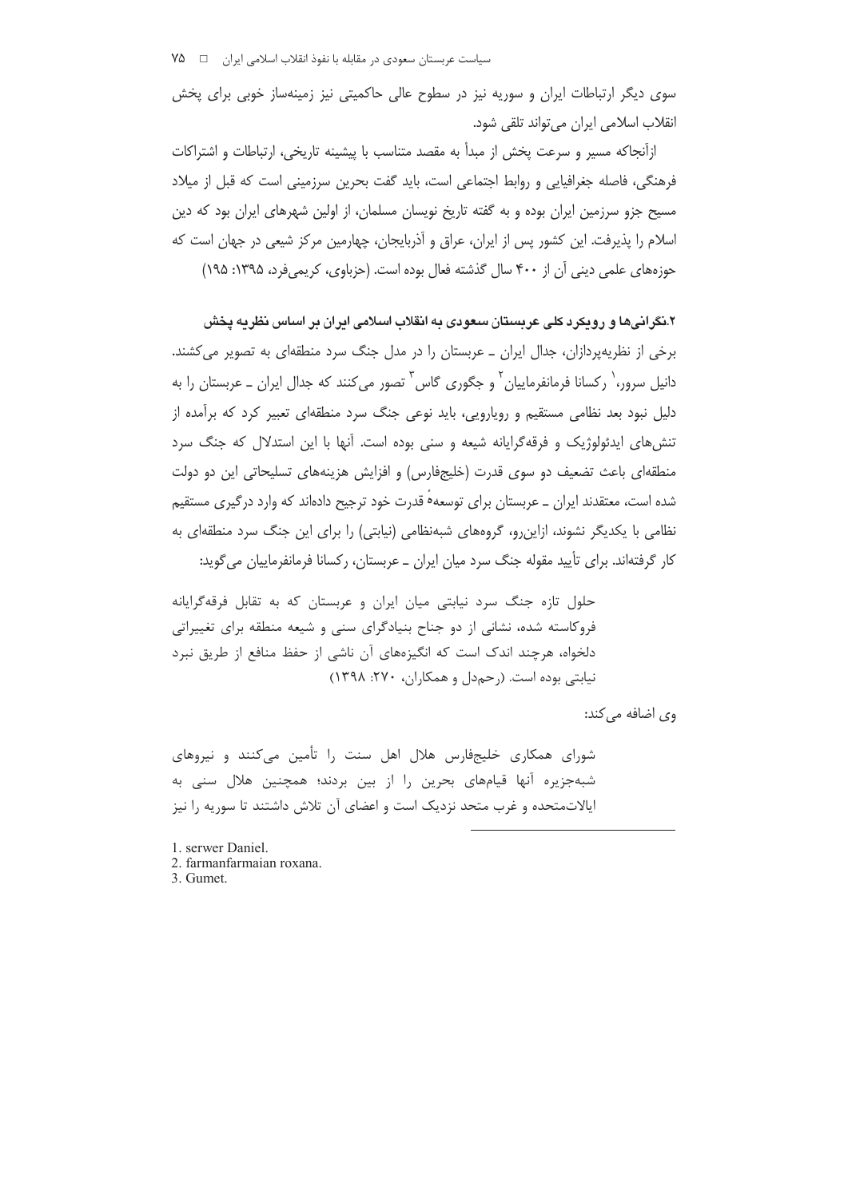سوی دیگر ارتباطات ایران و سوریه نیز در سطوح عالی حاکمیتی نیز زمینه‌ساز خوبی برای پخش انقلاب اسلامی ایران می‌تواند تلقی شود.

ازآنجاکه مسیر و سرعت پخش از مبدأ به مقصد متناسب با پیشینه تاریخی، ارتباطات و اشتراکات فرهنگی، فاصله جغرافیایی و روابط اجتماعی است، باید گفت بحرین سرزمینی است که قبل از میلاد مسیح جزو سرزمین ایران بوده و به گفته تاریخ نویسان مسلمان، از اولین شهرهای ایران بود که دین اسلام را پذیرفت. این کشور پس از ایران، عراق و آذربایجان، چهارمین مرکز شیعی در جهان است که حوزه‌های علمی دینی آن از ۴۰۰ سال گذشته فعال بوده است. (حزباوی، کریمی‌فرد، ۱۳۹۵: ۱۹۵)

### ۲.نگرانی‌ها و رویکرد کلی عربستان سعودی به انقلاب اسلامی ایران بر اساس نظریه پخش

برخی از نظریه‌پردازان، جدال ایران ـ عربستان را در مدل جنگ سرد منطقه‌ای به تصویر می‌کشند. دانیل سرور،[1] رکسانا فرمانفرماییان[2] و جگوری گاس[3] تصور می‌کنند که جدال ایران ـ عربستان را به دلیل نبود بعد نظامی مستقیم و رویارویی، باید نوعی جنگ سرد منطقه‌ای تعبیر کرد که برآمده از تنش‌های ایدئولوژیک و فرقه‌گرایانه شیعه و سنی بوده است. آنها با این استدلال که جنگ سرد منطقه‌ای باعث تضعیف دو سوی قدرت (خلیج‌فارس) و افزایش هزینه‌های تسلیحاتی این دو دولت شده است، معتقدند ایران ـ عربستان برای توسعهٔ قدرت خود ترجیح داده‌اند که وارد درگیری مستقیم نظامی با یکدیگر نشوند، ازاین‌رو، گروه‌های شبه‌نظامی (نیابتی) را برای این جنگ سرد منطقه‌ای به کار گرفته‌اند. برای تأیید مقوله جنگ سرد میان ایران ـ عربستان، رکسانا فرمانفرماییان می‌گوید:

> حلول تازه جنگ سرد نیابتی میان ایران و عربستان که به تقابل فرقه‌گرایانه فروکاسته شده، نشانی از دو جناح بنیادگرای سنی و شیعه منطقه برای تغییراتی دلخواه، هرچند اندک است که انگیزه‌های آن ناشی از حفظ منافع از طریق نبرد نیابتی بوده است. (رحم‌دل و همکاران، ۲۷۰: ۱۳۹۸)

وی اضافه می‌کند:

> شورای همکاری خلیج‌فارس هلال اهل سنت را تأمین می‌کنند و نیروهای شبه‌جزیره آنها قیام‌های بحرین را از بین بردند؛ همچنین هلال سنی به ایالات‌متحده و غرب متحد نزدیک است و اعضای آن تلاش داشتند تا سوریه را نیز

---

1. serwer Daniel.
2. farmanfarmaian roxana.
3. Gumet.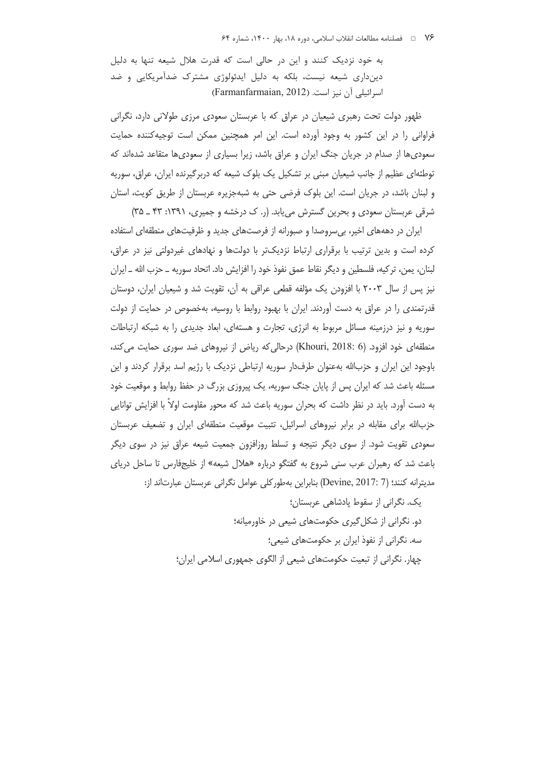به خود نزدیک کنند و این در حالی است که قدرت هلال شیعه تنها به دلیل دین‌داری شیعه نیست، بلکه به دلیل ایدئولوژی مشترک ضدآمریکایی و ضد اسرائیلی آن نیز است. (Farmanfarmaian, 2012)

ظهور دولت تحت رهبری شیعیان در عراق که با عربستان سعودی مرزی طولانی دارد، نگرانی فراوانی را در این کشور به وجود آورده است. این امر همچنین ممکن است توجیه‌کننده حمایت سعودی‌ها از صدام در جریان جنگ ایران و عراق باشد، زیرا بسیاری از سعودی‌ها متقاعد شده‌اند که توطئه‌ای عظیم از جانب شیعیان مبنی بر تشکیل یک بلوک شیعه که دربرگیرنده ایران، عراق، سوریه و لبنان باشد، در جریان است. این بلوک فرضی حتی به شبه‌جزیره عربستان از طریق کویت، استان شرقی عربستان سعودی و بحرین گسترش می‌یابد. (ر. ک درخشه و جمیری، ۱۳۹۱: ۴۳ ـ ۳۵)

ایران در دهه‌های اخیر، بی‌سروصدا و صبورانه از فرصت‌های جدید و ظرفیت‌های منطقه‌ای استفاده کرده است و بدین ترتیب با برقراری ارتباط نزدیک‌تر با دولت‌ها و نهادهای غیردولتی نیز در عراق، لبنان، یمن، ترکیه، فلسطین و دیگر نقاط عمق نفوذ خود را افزایش داد. اتحاد سوریه ـ حزب الله ـ ایران نیز پس از سال ۲۰۰۳ با افزودن یک مؤلفه قطعی عراقی به آن، تقویت شد و شیعیان ایران، دوستان قدرتمندی را در عراق به دست آوردند. ایران با بهبود روابط با روسیه، به‌خصوص در حمایت از دولت سوریه و نیز درزمینه مسائل مربوط به انرژی، تجارت و هسته‌ای، ابعاد جدیدی را به شبکه ارتباطات منطقه‌ای خود افزود. (Khouri, 2018: 6) درحالی‌که ریاض از نیروهای ضد سوری حمایت می‌کند، باوجود این ایران و حزب‌الله به‌عنوان طرف‌دار سوریه ارتباطی نزدیک با رژیم اسد برقرار کردند و این مسئله باعث شد که ایران پس از پایان جنگ سوریه، یک پیروزی بزرگ در حفظ روابط و موقعیت خود به دست آورد. باید در نظر داشت که بحران سوریه باعث شد که محور مقاومت اولاً با افزایش توانایی حزب‌الله برای مقابله در برابر نیروهای اسرائیل، تثبیت موقعیت منطقه‌ای ایران و تضعیف عربستان سعودی تقویت شود. از سوی دیگر نتیجه و تسلط روزافزون جمعیت شیعه عراق نیز در سوی دیگر باعث شد که رهبران عرب سنی شروع به گفتگو درباره «هلال شیعه» از خلیج‌فارس تا ساحل دریای مدیترانه کنند؛ (Devine, 2017: 7) بنابراین به‌طورکلی عوامل نگرانی عربستان عبارت‌اند از:

یک. نگرانی از سقوط پادشاهی عربستان؛

دو. نگرانی از شکل‌گیری حکومت‌های شیعی در خاورمیانه؛

سه. نگرانی از نفوذ ایران بر حکومت‌های شیعی؛

چهار. نگرانی از تبعیت حکومت‌های شیعی از الگوی جمهوری اسلامی ایران؛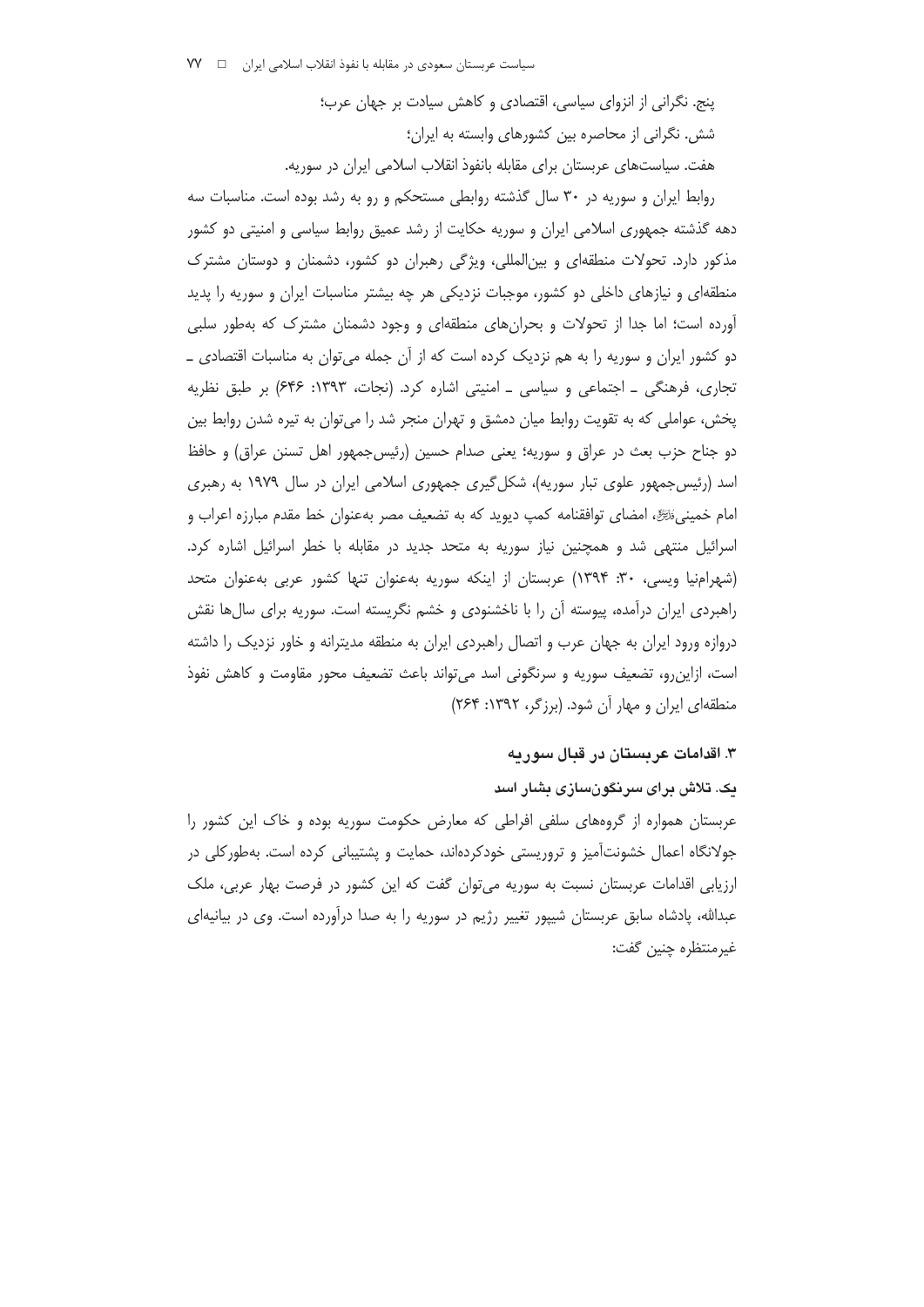پنج. نگرانی از انزوای سیاسی، اقتصادی و کاهش سیادت بر جهان عرب؛

شش. نگرانی از محاصره بین کشورهای وابسته به ایران؛

هفت. سیاست‌های عربستان برای مقابله بانفوذ انقلاب اسلامی ایران در سوریه.

روابط ایران و سوریه در ۳۰ سال گذشته روابطی مستحکم و رو به رشد بوده است. مناسبات سه دهه گذشته جمهوری اسلامی ایران و سوریه حکایت از رشد عمیق روابط سیاسی و امنیتی دو کشور مذکور دارد. تحولات منطقه‌ای و بین‌المللی، ویژگی رهبران دو کشور، دشمنان و دوستان مشترک منطقه‌ای و نیازهای داخلی دو کشور، موجبات نزدیکی هر چه بیشتر مناسبات ایران و سوریه را پدید آورده است؛ اما جدا از تحولات و بحران‌های منطقه‌ای و وجود دشمنان مشترک که به‌طور سلبی دو کشور ایران و سوریه را به هم نزدیک کرده است که از آن جمله می‌توان به مناسبات اقتصادی ـ تجاری، فرهنگی ـ اجتماعی و سیاسی ـ امنیتی اشاره کرد. (نجات، ۱۳۹۳: ۶۴۶) بر طبق نظریه پخش، عواملی که به تقویت روابط میان دمشق و تهران منجر شد را می‌توان به تیره شدن روابط بین دو جناح حزب بعث در عراق و سوریه؛ یعنی صدام حسین (رئیس‌جمهور اهل تسنن عراق) و حافظ اسد (رئیس‌جمهور علوی تبار سوریه)، شکل‌گیری جمهوری اسلامی ایران در سال ۱۹۷۹ به رهبری امام خمینی‌﷫، امضای توافقنامه کمپ دیوید که به تضعیف مصر به‌عنوان خط مقدم مبارزه اعراب و اسرائیل منتهی شد و همچنین نیاز سوریه به متحد جدید در مقابله با خطر اسرائیل اشاره کرد. (شهرام‌نیا ویسی، ۳۰: ۱۳۹۴) عربستان از اینکه سوریه به‌عنوان تنها کشور عربی به‌عنوان متحد راهبردی ایران درآمده، پیوسته آن را با ناخشنودی و خشم نگریسته است. سوریه برای سال‌ها نقش دروازه ورود ایران به جهان عرب و اتصال راهبردی ایران به منطقه مدیترانه و خاور نزدیک را داشته است، ازاین‌رو، تضعیف سوریه و سرنگونی اسد می‌تواند باعث تضعیف محور مقاومت و کاهش نفوذ منطقه‌ای ایران و مهار آن شود. (برزگر، ۱۳۹۲: ۲۶۴)

### ۳. اقدامات عربستان در قبال سوریه

#### یک. تلاش برای سرنگون‌سازی بشار اسد

عربستان همواره از گروه‌های سلفی افراطی که معارض حکومت سوریه بوده و خاک این کشور را جولانگاه اعمال خشونت‌آمیز و تروریستی خودکرده‌اند، حمایت و پشتیبانی کرده است. به‌طورکلی در ارزیابی اقدامات عربستان نسبت به سوریه می‌توان گفت که این کشور در فرصت بهار عربی، ملک عبدالله، پادشاه سابق عربستان شیپور تغییر رژیم در سوریه را به صدا درآورده است. وی در بیانیه‌ای غیرمنتظره چنین گفت: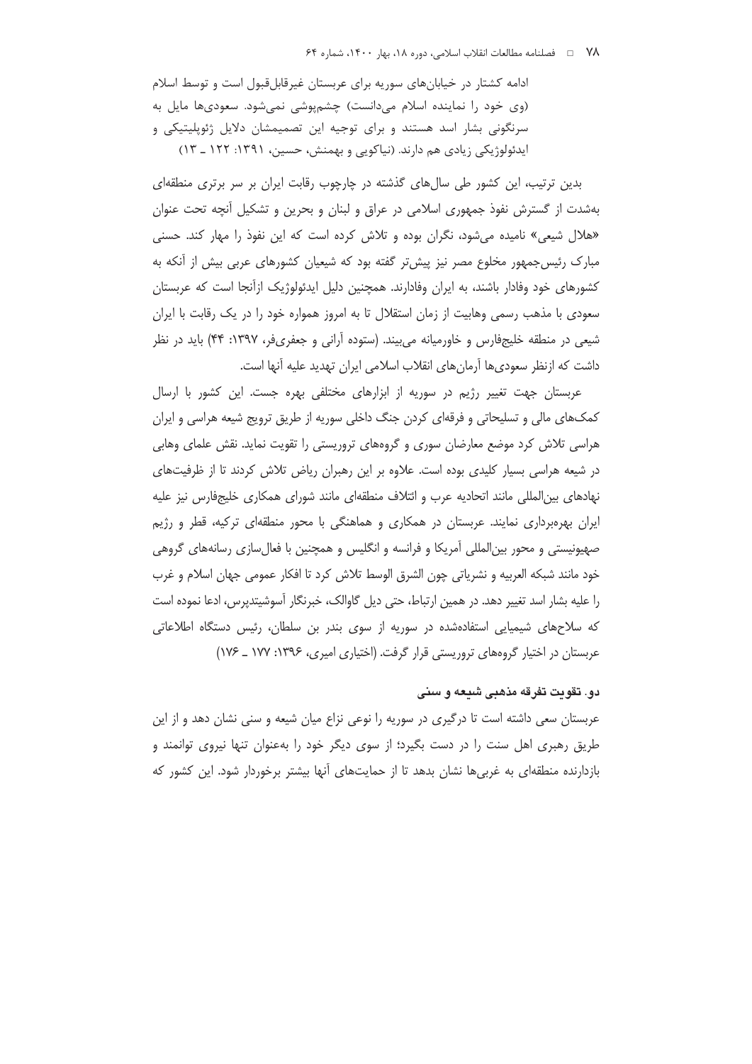ادامه کشتار در خیابان‌های سوریه برای عربستان غیرقابل‌قبول است و توسط اسلام (وی خود را نماینده اسلام می‌دانست) چشم‌پوشی نمی‌شود. سعودی‌ها مایل به سرنگونی بشار اسد هستند و برای توجیه این تصمیمشان دلایل ژئوپلیتیکی و ایدئولوژیکی زیادی هم دارند. (نیاکویی و بهمنش، حسین، ۱۳۹۱: ۱۲۲ ـ ۱۳)

بدین ترتیب، این کشور طی سال‌های گذشته در چارچوب رقابت ایران بر سر برتری منطقه‌ای به‌شدت از گسترش نفوذ جمهوری اسلامی در عراق و لبنان و بحرین و تشکیل آنچه تحت عنوان «هلال شیعی» نامیده می‌شود، نگران بوده و تلاش کرده است که این نفوذ را مهار کند. حسنی مبارک رئیس‌جمهور مخلوع مصر نیز پیش‌تر گفته بود که شیعیان کشورهای عربی بیش از آنکه به کشورهای خود وفادار باشند، به ایران وفادارند. همچنین دلیل ایدئولوژیک ازآنجا است که عربستان سعودی با مذهب رسمی وهابیت از زمان استقلال تا به امروز همواره خود را در یک رقابت با ایران شیعی در منطقه خلیج‌فارس و خاورمیانه می‌بیند. (ستوده آرانی و جعفری‌فر، ۱۳۹۷: ۴۴) باید در نظر داشت که ازنظر سعودی‌ها آرمان‌های انقلاب اسلامی ایران تهدید علیه آنها است.

عربستان جهت تغییر رژیم در سوریه از ابزارهای مختلفی بهره جست. این کشور با ارسال کمک‌های مالی و تسلیحاتی و فرقه‌ای کردن جنگ داخلی سوریه از طریق ترویج شیعه هراسی و ایران هراسی تلاش کرد موضع معارضان سوری و گروه‌های تروریستی را تقویت نماید. نقش علمای وهابی در شیعه هراسی بسیار کلیدی بوده است. علاوه بر این رهبران ریاض تلاش کردند تا از ظرفیت‌های نهادهای بین‌المللی مانند اتحادیه عرب و ائتلاف منطقه‌ای مانند شورای همکاری خلیج‌فارس نیز علیه ایران بهره‌برداری نمایند. عربستان در همکاری و هماهنگی با محور منطقه‌ای ترکیه، قطر و رژیم صهیونیستی و محور بین‌المللی آمریکا و فرانسه و انگلیس و همچنین با فعال‌سازی رسانه‌های گروهی خود مانند شبکه العربیه و نشریاتی چون الشرق الاوسط تلاش کرد تا افکار عمومی جهان اسلام و غرب را علیه بشار اسد تغییر دهد. در همین ارتباط، حتی دیل گاوالک، خبرنگار آسوشیتدپرس، ادعا نموده است که سلاح‌های شیمیایی استفاده‌شده در سوریه از سوی بندر بن سلطان، رئیس دستگاه اطلاعاتی عربستان در اختیار گروه‌های تروریستی قرار گرفت. (اختیاری امیری، ۱۳۹۶: ۱۷۷ ـ ۱۷۶)

### دو. تقویت تفرقه مذهبی شیعه و سنی

عربستان سعی داشته است تا درگیری در سوریه را نوعی نزاع میان شیعه و سنی نشان دهد و از این طریق رهبری اهل سنت را در دست بگیرد؛ از سوی دیگر خود را به‌عنوان تنها نیروی توانمند و بازدارنده منطقه‌ای به غربی‌ها نشان بدهد تا از حمایت‌های آنها بیشتر برخوردار شود. این کشور که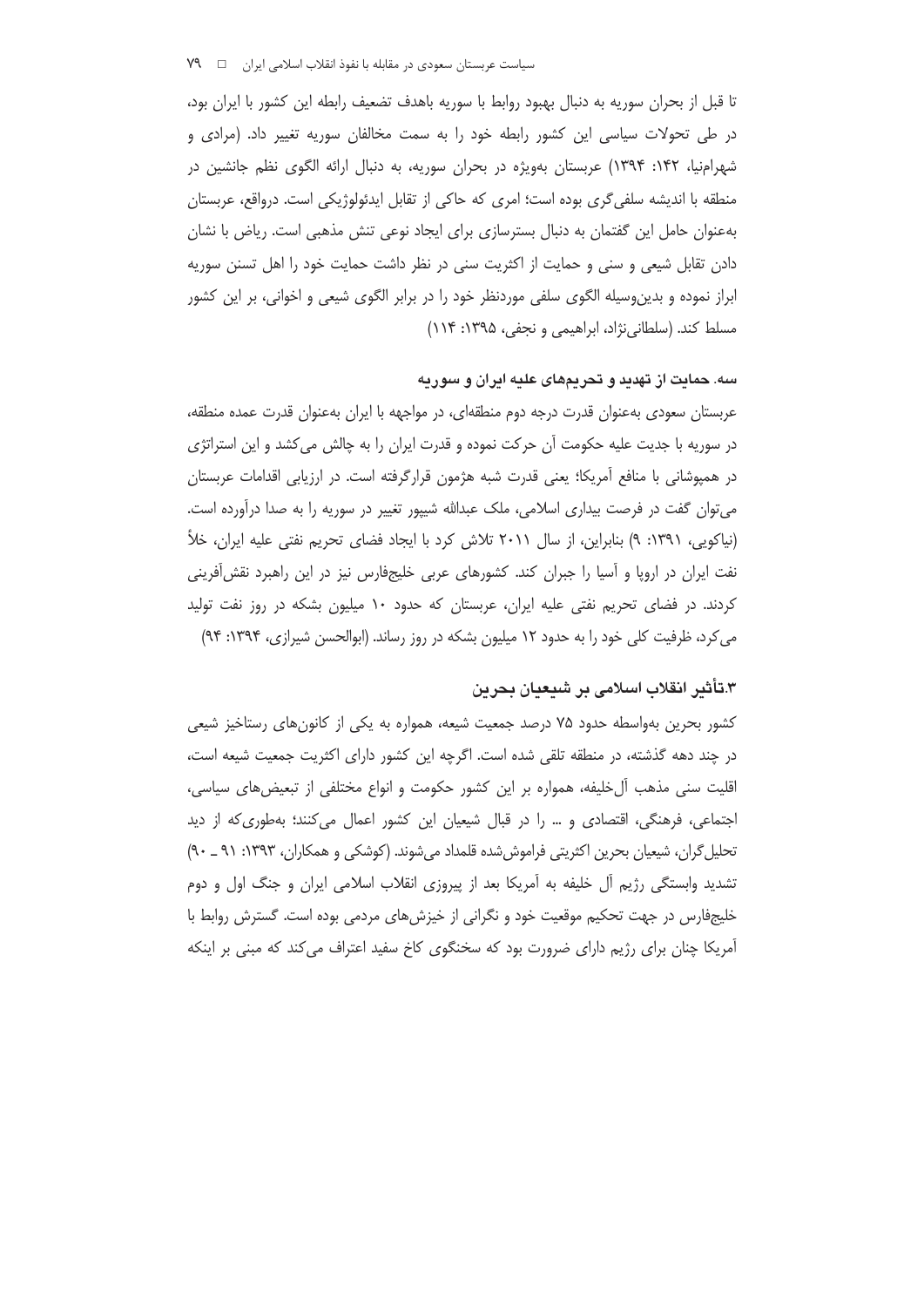تا قبل از بحران سوریه به دنبال بهبود روابط با سوریه باهدف تضعیف رابطه این کشور با ایران بود، در طی تحولات سیاسی این کشور رابطه خود را به سمت مخالفان سوریه تغییر داد. (مرادی و شهرام‌نیا، ۱۴۲: ۱۳۹۴) عربستان به‌ویژه در بحران سوریه، به دنبال ارائه الگوی نظم جانشین در منطقه با اندیشه سلفی‌گری بوده است؛ امری که حاکی از تقابل ایدئولوژیکی است. درواقع، عربستان به‌عنوان حامل این گفتمان به دنبال بسترسازی برای ایجاد نوعی تنش مذهبی است. ریاض با نشان دادن تقابل شیعی و سنی و حمایت از اکثریت سنی در نظر داشت حمایت خود را اهل تسنن سوریه ابراز نموده و بدین‌وسیله الگوی سلفی موردنظر خود را در برابر الگوی شیعی و اخوانی، بر این کشور مسلط کند. (سلطانی‌نژاد، ابراهیمی و نجفی، ۱۳۹۵: ۱۱۴)

### سه. حمایت از تهدید و تحریم‌های علیه ایران و سوریه

عربستان سعودی به‌عنوان قدرت درجه دوم منطقه‌ای، در مواجهه با ایران به‌عنوان قدرت عمده منطقه، در سوریه با جدیت علیه حکومت آن حرکت نموده و قدرت ایران را به چالش می‌کشد و این استراتژی در همپوشانی با منافع آمریکا؛ یعنی قدرت شبه هژمون قرارگرفته است. در ارزیابی اقدامات عربستان می‌توان گفت در فرصت بیداری اسلامی، ملک عبدالله شیپور تغییر در سوریه را به صدا درآورده است. (نیاکویی، ۱۳۹۱: ۹) بنابراین، از سال ۲۰۱۱ تلاش کرد با ایجاد فضای تحریم نفتی علیه ایران، خلأ نفت ایران در اروپا و آسیا را جبران کند. کشورهای عربی خلیج‌فارس نیز در این راهبرد نقش‌آفرینی کردند. در فضای تحریم نفتی علیه ایران، عربستان که حدود ۱۰ میلیون بشکه در روز نفت تولید می‌کرد، ظرفیت کلی خود را به حدود ۱۲ میلیون بشکه در روز رساند. (ابوالحسن شیرازی، ۱۳۹۴: ۹۴)

## ۳.تأثیر انقلاب اسلامی بر شیعیان بحرین

کشور بحرین به‌واسطه حدود ۷۵ درصد جمعیت شیعه، همواره به یکی از کانون‌های رستاخیز شیعی در چند دهه گذشته، در منطقه تلقی شده است. اگرچه این کشور دارای اکثریت جمعیت شیعه است، اقلیت سنی مذهب آل‌خلیفه، همواره بر این کشور حکومت و انواع مختلفی از تبعیض‌های سیاسی، اجتماعی، فرهنگی، اقتصادی و ... را در قبال شیعیان این کشور اعمال می‌کنند؛ به‌طوری‌که از دید تحلیل‌گران، شیعیان بحرین اکثریتی فراموش‌شده قلمداد می‌شوند. (کوشکی و همکاران، ۱۳۹۳: ۹۱ ـ ۹۰) تشدید وابستگی رژیم آل خلیفه به آمریکا بعد از پیروزی انقلاب اسلامی ایران و جنگ اول و دوم خلیج‌فارس در جهت تحکیم موقعیت خود و نگرانی از خیزش‌های مردمی بوده است. گسترش روابط با آمریکا چنان برای رژیم دارای ضرورت بود که سخنگوی کاخ سفید اعتراف می‌کند که مبنی بر اینکه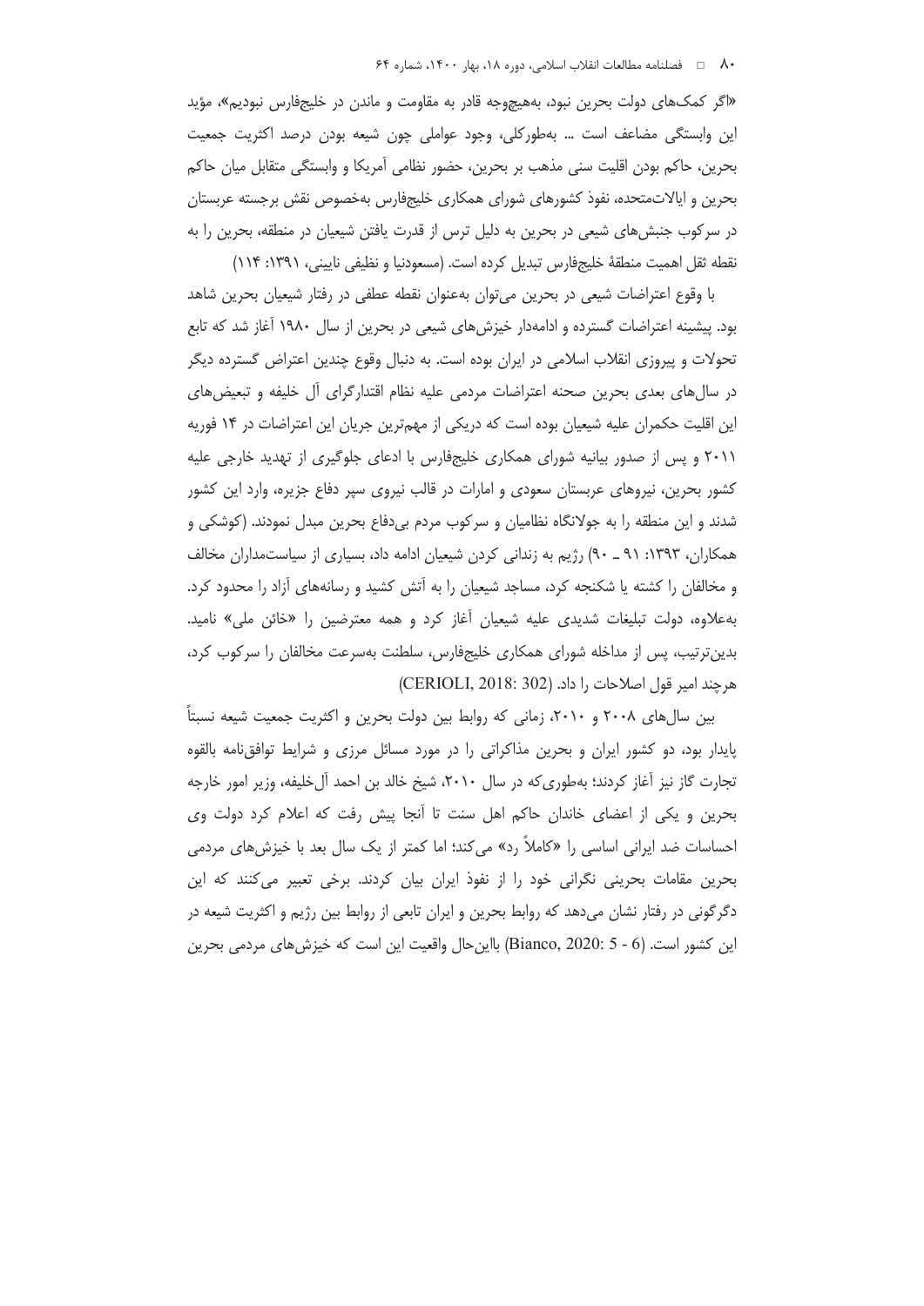«اگر کمک‌های دولت بحرین نبود، به‌هیچ‌وجه قادر به مقاومت و ماندن در خلیج‌فارس نبودیم»، مؤید این وابستگی مضاعف است ... به‌طورکلی، وجود عواملی چون شیعه بودن درصد اکثریت جمعیت بحرین، حاکم بودن اقلیت سنی مذهب بر بحرین، حضور نظامی آمریکا و وابستگی متقابل میان حاکم بحرین و ایالات‌متحده، نفوذ کشورهای شورای همکاری خلیج‌فارس به‌خصوص نقش برجسته عربستان در سرکوب جنبش‌های شیعی در بحرین به دلیل ترس از قدرت یافتن شیعیان در منطقه، بحرین را به نقطه ثقل اهمیت منطقهٔ خلیج‌فارس تبدیل کرده است. (مسعودنیا و نظیفی نایینی، ۱۳۹۱: ۱۱۴)

با وقوع اعتراضات شیعی در بحرین می‌توان به‌عنوان نقطه عطفی در رفتار شیعیان بحرین شاهد بود. پیشینه اعتراضات گسترده و ادامه‌دار خیزش‌های شیعی در بحرین از سال ۱۹۸۰ آغاز شد که تابع تحولات و پیروزی انقلاب اسلامی در ایران بوده است. به دنبال وقوع چندین اعتراض گسترده دیگر در سال‌های بعدی بحرین صحنه اعتراضات مردمی علیه نظام اقتدارگرای آل خلیفه و تبعیض‌های این اقلیت حکمران علیه شیعیان بوده است که دریکی از مهم‌ترین جریان این اعتراضات در ۱۴ فوریه ۲۰۱۱ و پس از صدور بیانیه شورای همکاری خلیج‌فارس با ادعای جلوگیری از تهدید خارجی علیه کشور بحرین، نیروهای عربستان سعودی و امارات در قالب نیروی سپر دفاع جزیره، وارد این کشور شدند و این منطقه را به جولانگاه نظامیان و سرکوب مردم بی‌دفاع بحرین مبدل نمودند. (کوشکی و همکاران، ۱۳۹۳: ۹۱ ـ ۹۰) رژیم به زندانی کردن شیعیان ادامه داد، بسیاری از سیاستمداران مخالف و مخالفان را کشته یا شکنجه کرد، مساجد شیعیان را به آتش کشید و رسانه‌های آزاد را محدود کرد. به‌علاوه، دولت تبلیغات شدیدی علیه شیعیان آغاز کرد و همه معترضین را «خائن ملی» نامید. بدین‌ترتیب، پس از مداخله شورای همکاری خلیج‌فارس، سلطنت به‌سرعت مخالفان را سرکوب کرد، هرچند امیر قول اصلاحات را داد. (CERIOLI, 2018: 302)

بین سال‌های ۲۰۰۸ و ۲۰۱۰، زمانی که روابط بین دولت بحرین و اکثریت جمعیت شیعه نسبتاً پایدار بود، دو کشور ایران و بحرین مذاکراتی را در مورد مسائل مرزی و شرایط توافق‌نامه بالقوه تجارت گاز نیز آغاز کردند؛ به‌طوری‌که در سال ۲۰۱۰، شیخ خالد بن احمد آل‌خلیفه، وزیر امور خارجه بحرین و یکی از اعضای خاندان حاکم اهل سنت تا آنجا پیش رفت که اعلام کرد دولت وی احساسات ضد ایرانی اساسی را «کاملاً رد» می‌کند؛ اما کمتر از یک سال بعد با خیزش‌های مردمی بحرین مقامات بحرینی نگرانی خود را از نفوذ ایران بیان کردند. برخی تعبیر می‌کنند که این دگرگونی در رفتار نشان می‌دهد که روابط بحرین و ایران تابعی از روابط بین رژیم و اکثریت شیعه در این کشور است. (Bianco, 2020: 5 - 6) بااین‌حال واقعیت این است که خیزش‌های مردمی بحرین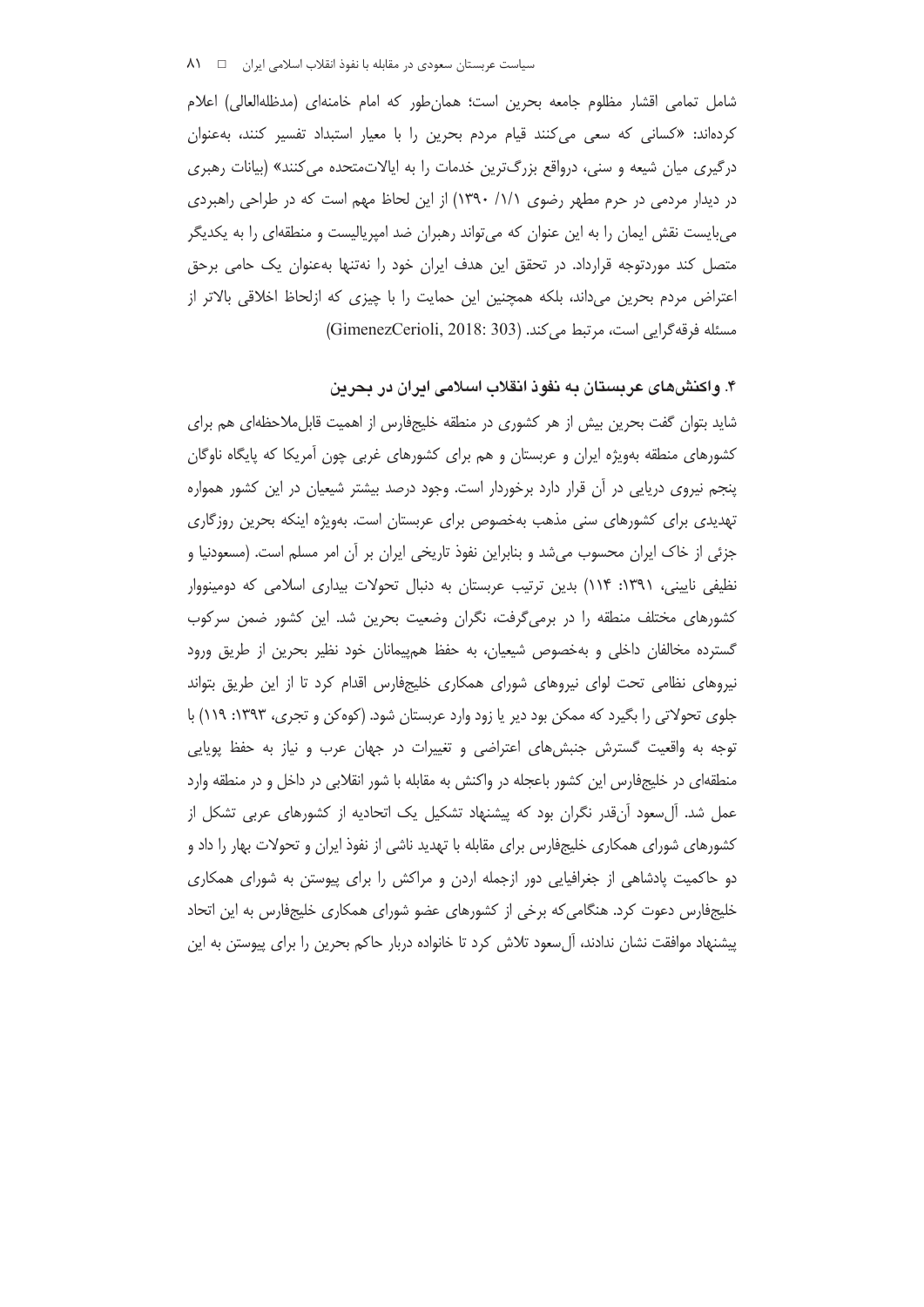شامل تمامی اقشار مظلوم جامعه بحرین است؛ همان‌طور که امام خامنه‌ای (مدظله‌العالی) اعلام کرده‌اند: «کسانی که سعی می‌کنند قیام مردم بحرین را با معیار استبداد تفسیر کنند، به‌عنوان درگیری میان شیعه و سنی، درواقع بزرگ‌ترین خدمات را به ایالات‌متحده می‌کنند» (بیانات رهبری در دیدار مردمی در حرم مطهر رضوی ۱/۱/ ۱۳۹۰) از این لحاظ مهم است که در طراحی راهبردی می‌بایست نقش ایمان را به این عنوان که می‌تواند رهبران ضد امپریالیست و منطقه‌ای را به یکدیگر متصل کند موردتوجه قرارداد. در تحقق این هدف ایران خود را نه‌تنها به‌عنوان یک حامی برحق اعتراض مردم بحرین می‌داند، بلکه همچنین این حمایت را با چیزی که ازلحاظ اخلاقی بالاتر از مسئله فرقه‌گرایی است، مرتبط می‌کند. (GimenezCerioli, 2018: 303)

## ۴. واکنش‌های عربستان به نفوذ انقلاب اسلامی ایران در بحرین

شاید بتوان گفت بحرین بیش از هر کشوری در منطقه خلیج‌فارس از اهمیت قابل‌ملاحظه‌ای هم برای کشورهای منطقه به‌ویژه ایران و عربستان و هم برای کشورهای غربی چون آمریکا که پایگاه ناوگان پنجم نیروی دریایی در آن قرار دارد برخوردار است. وجود درصد بیشتر شیعیان در این کشور همواره تهدیدی برای کشورهای سنی مذهب به‌خصوص برای عربستان است. به‌ویژه اینکه بحرین روزگاری جزئی از خاک ایران محسوب می‌شد و بنابراین نفوذ تاریخی ایران بر آن امر مسلم است. (مسعودنیا و نظیفی نایینی، ۱۳۹۱: ۱۱۴) بدین ترتیب عربستان به دنبال تحولات بیداری اسلامی که دومینووار کشورهای مختلف منطقه را در برمی‌گرفت، نگران وضعیت بحرین شد. این کشور ضمن سرکوب گسترده مخالفان داخلی و به‌خصوص شیعیان، به حفظ هم‌پیمانان خود نظیر بحرین از طریق ورود نیروهای نظامی تحت لوای نیروهای شورای همکاری خلیج‌فارس اقدام کرد تا از این طریق بتواند جلوی تحولاتی را بگیرد که ممکن بود دیر یا زود وارد عربستان شود. (کوه‌کن و تجری، ۱۳۹۳: ۱۱۹) با توجه به واقعیت گسترش جنبش‌های اعتراضی و تغییرات در جهان عرب و نیاز به حفظ پویایی منطقه‌ای در خلیج‌فارس این کشور باعجله در واکنش به مقابله با شور انقلابی در داخل و در منطقه وارد عمل شد. آل‌سعود آن‌قدر نگران بود که پیشنهاد تشکیل یک اتحادیه از کشورهای عربی تشکل از کشورهای شورای همکاری خلیج‌فارس برای مقابله با تهدید ناشی از نفوذ ایران و تحولات بهار را داد و دو حاکمیت پادشاهی از جغرافیایی دور ازجمله اردن و مراکش را برای پیوستن به شورای همکاری خلیج‌فارس دعوت کرد. هنگامی‌که برخی از کشورهای عضو شورای همکاری خلیج‌فارس به این اتحاد پیشنهاد موافقت نشان ندادند، آل‌سعود تلاش کرد تا خانواده دربار حاکم بحرین را برای پیوستن به این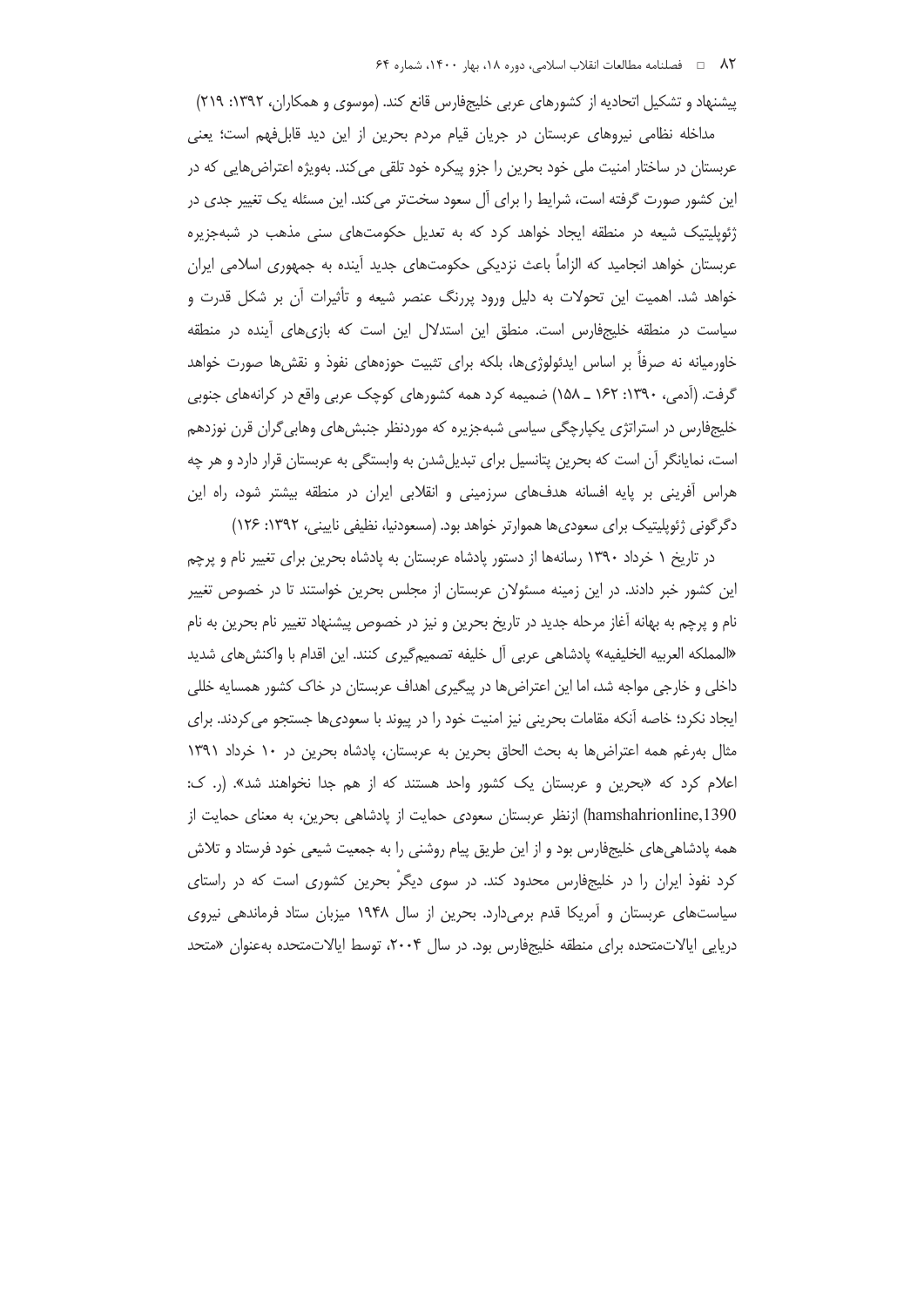پیشنهاد و تشکیل اتحادیه از کشورهای عربی خلیج‌فارس قانع کند. (موسوی و همکاران، ۱۳۹۲: ۲۱۹)

مداخله نظامی نیروهای عربستان در جریان قیام مردم بحرین از این دید قابل‌فهم است؛ یعنی عربستان در ساختار امنیت ملی خود بحرین را جزو پیکره خود تلقی می‌کند. به‌ویژه اعتراض‌هایی که در این کشور صورت گرفته است، شرایط را برای آل سعود سخت‌تر می‌کند. این مسئله یک تغییر جدی در ژئوپلیتیک شیعه در منطقه ایجاد خواهد کرد که به تعدیل حکومت‌های سنی مذهب در شبه‌جزیره عربستان خواهد انجامید که الزاماً باعث نزدیکی حکومت‌های جدید آینده به جمهوری اسلامی ایران خواهد شد. اهمیت این تحولات به دلیل ورود پررنگ عنصر شیعه و تأثیرات آن بر شکل قدرت و سیاست در منطقه خلیج‌فارس است. منطق این استدلال این است که بازی‌های آینده در منطقه خاورمیانه نه صرفاً بر اساس ایدئولوژی‌ها، بلکه برای تثبیت حوزه‌های نفوذ و نقش‌ها صورت خواهد گرفت. (آدمی، ۱۳۹۰: ۱۶۲ ـ ۱۵۸) ضمیمه کرد همه کشورهای کوچک عربی واقع در کرانه‌های جنوبی خلیج‌فارس در استراتژی یکپارچگی سیاسی شبه‌جزیره که موردنظر جنبش‌های وهابی‌گران قرن نوزدهم است، نمایانگر آن است که بحرین پتانسیل برای تبدیل‌شدن به وابستگی به عربستان قرار دارد و هر چه هراس آفرینی بر پایه افسانه هدف‌های سرزمینی و انقلابی ایران در منطقه بیشتر شود، راه این دگرگونی ژئوپلیتیک برای سعودی‌ها هموارتر خواهد بود. (مسعودنیا، نظیفی نایینی، ۱۳۹۲: ۱۲۶)

در تاریخ ۱ خرداد ۱۳۹۰ رسانه‌ها از دستور پادشاه عربستان به پادشاه بحرین برای تغییر نام و پرچم این کشور خبر دادند. در این زمینه مسئولان عربستان از مجلس بحرین خواستند تا در خصوص تغییر نام و پرچم به بهانه آغاز مرحله جدید در تاریخ بحرین و نیز در خصوص پیشنهاد تغییر نام بحرین به نام «المملکه العربیه الخلیفیه» پادشاهی عربی آل خلیفه تصمیم‌گیری کنند. این اقدام با واکنش‌های شدید داخلی و خارجی مواجه شد، اما این اعتراض‌ها در پیگیری اهداف عربستان در خاک کشور همسایه خللی ایجاد نکرد؛ خاصه آنکه مقامات بحرینی نیز امنیت خود را در پیوند با سعودی‌ها جستجو می‌کردند. برای مثال به‌رغم همه اعتراض‌ها به بحث الحاق بحرین به عربستان، پادشاه بحرین در ۱۰ خرداد ۱۳۹۱ اعلام کرد که «بحرین و عربستان یک کشور واحد هستند که از هم جدا نخواهند شد». (ر. ک: hamshahrionline,1390) ازنظر عربستان سعودی حمایت از پادشاهی بحرین، به معنای حمایت از همه پادشاهی‌های خلیج‌فارس بود و از این طریق پیام روشنی را به جمعیت شیعی خود فرستاد و تلاش کرد نفوذ ایران را در خلیج‌فارس محدود کند. در سوی دیگر بحرین کشوری است که در راستای سیاست‌های عربستان و آمریکا قدم برمی‌دارد. بحرین از سال ۱۹۴۸ میزبان ستاد فرماندهی نیروی دریایی ایالات‌متحده برای منطقه خلیج‌فارس بود. در سال ۲۰۰۴، توسط ایالات‌متحده به‌عنوان «متحد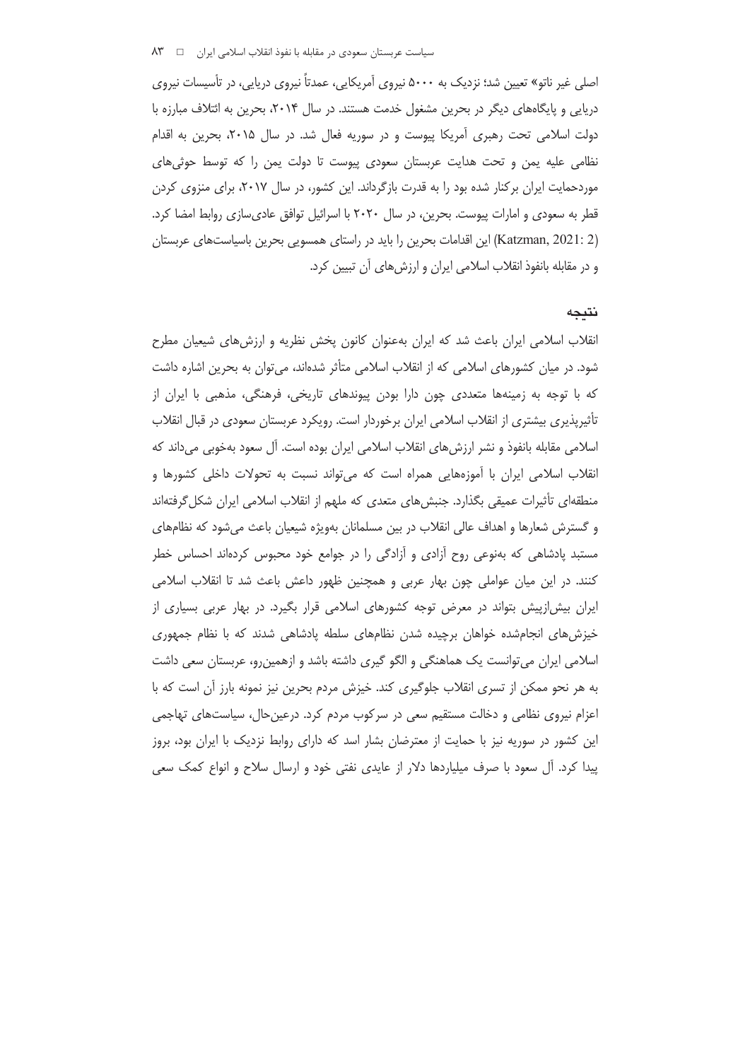اصلی غیر ناتو» تعیین شد؛ نزدیک به ۵۰۰۰ نیروی آمریکایی، عمدتاً نیروی دریایی، در تأسیسات نیروی دریایی و پایگاه‌های دیگر در بحرین مشغول خدمت هستند. در سال ۲۰۱۴، بحرین به ائتلاف مبارزه با دولت اسلامی تحت رهبری آمریکا پیوست و در سوریه فعال شد. در سال ۲۰۱۵، بحرین به اقدام نظامی علیه یمن و تحت هدایت عربستان سعودی پیوست تا دولت یمن را که توسط حوثی‌های موردحمایت ایران برکنار شده بود را به قدرت بازگرداند. این کشور، در سال ۲۰۱۷، برای منزوی کردن قطر به سعودی و امارات پیوست. بحرین، در سال ۲۰۲۰ با اسرائیل توافق عادی‌سازی روابط امضا کرد. (Katzman, 2021: 2) این اقدامات بحرین را باید در راستای همسویی بحرین باسیاست‌های عربستان و در مقابله بانفوذ انقلاب اسلامی ایران و ارزش‌های آن تبیین کرد.

## نتیجه

انقلاب اسلامی ایران باعث شد که ایران به‌عنوان کانون پخش نظریه و ارزش‌های شیعیان مطرح شود. در میان کشورهای اسلامی که از انقلاب اسلامی متأثر شده‌اند، می‌توان به بحرین اشاره داشت که با توجه به زمینه‌ها متعددی چون دارا بودن پیوندهای تاریخی، فرهنگی، مذهبی با ایران از تأثیرپذیری بیشتری از انقلاب اسلامی ایران برخوردار است. رویکرد عربستان سعودی در قبال انقلاب اسلامی مقابله بانفوذ و نشر ارزش‌های انقلاب اسلامی ایران بوده است. آل سعود به‌خوبی می‌داند که انقلاب اسلامی ایران با آموزه‌هایی همراه است که می‌تواند نسبت به تحولات داخلی کشورها و منطقه‌ای تأثیرات عمیقی بگذارد. جنبش‌های متعدی که ملهم از انقلاب اسلامی ایران شکل‌گرفته‌اند و گسترش شعارها و اهداف عالی انقلاب در بین مسلمانان به‌ویژه شیعیان باعث می‌شود که نظام‌های مستبد پادشاهی که به‌نوعی روح آزادی و آزادگی را در جوامع خود محبوس کرده‌اند احساس خطر کنند. در این میان عواملی چون بهار عربی و همچنین ظهور داعش باعث شد تا انقلاب اسلامی ایران بیش‌ازپیش بتواند در معرض توجه کشورهای اسلامی قرار بگیرد. در بهار عربی بسیاری از خیزش‌های انجام‌شده خواهان برچیده شدن نظام‌های سلطه پادشاهی شدند که با نظام جمهوری اسلامی ایران می‌توانست یک هماهنگی و الگو گیری داشته باشد و ازهمین‌رو، عربستان سعی داشت به هر نحو ممکن از تسری انقلاب جلوگیری کند. خیزش مردم بحرین نیز نمونه بارز آن است که با اعزام نیروی نظامی و دخالت مستقیم سعی در سرکوب مردم کرد. درعین‌حال، سیاست‌های تهاجمی این کشور در سوریه نیز با حمایت از معترضان بشار اسد که دارای روابط نزدیک با ایران بود، بروز پیدا کرد. آل سعود با صرف میلیاردها دلار از عایدی نفتی خود و ارسال سلاح و انواع کمک سعی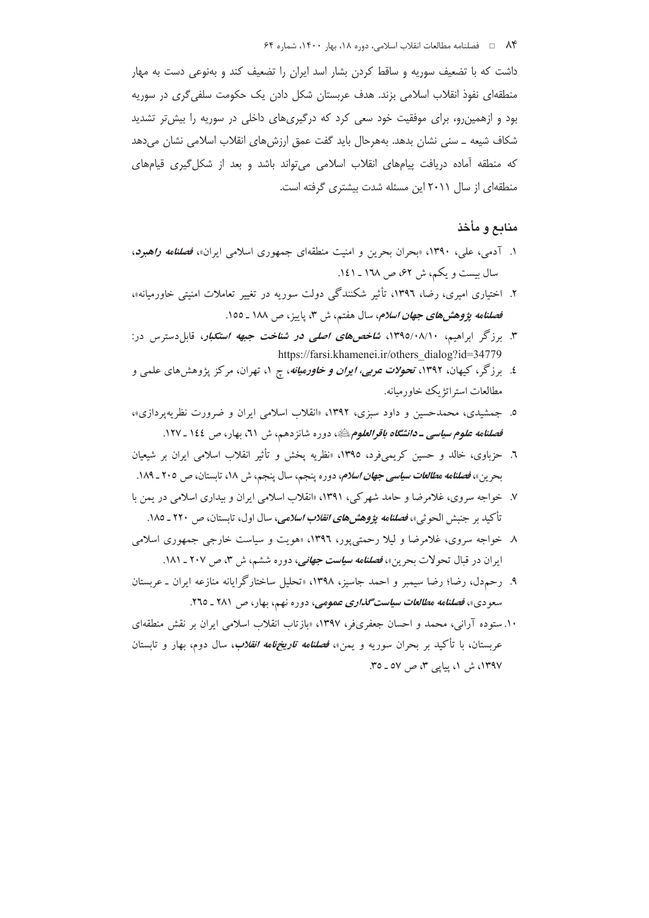داشت که با تضعیف سوریه و ساقط کردن بشار اسد ایران را تضعیف کند و به‌نوعی دست به مهار منطقه‌ای نفوذ انقلاب اسلامی بزند. هدف عربستان شکل دادن یک حکومت سلفی‌گری در سوریه بود و ازهمین‌رو، برای موفقیت خود سعی کرد که درگیری‌های داخلی در سوریه را بیش‌تر تشدید شکاف شیعه ـ سنی نشان بدهد. به‌هرحال باید گفت عمق ارزش‌های انقلاب اسلامی نشان می‌دهد که منطقه آماده دریافت پیام‌های انقلاب اسلامی می‌تواند باشد و بعد از شکل‌گیری قیام‌های منطقه‌ای از سال ۲۰۱۱ این مسئله شدت بیشتری گرفته است.

## منابع و مأخذ

۱. آدمی، علی، ۱۳۹۰، «بحران بحرین و امنیت منطقه‌ای جمهوری اسلامی ایران»، ***فصلنامه راهبرد***، سال بیست و یکم، ش ۶۲، ص ۱٦۸ ـ ۱٤۱.

۲. اختیاری امیری، رضا، ۱۳۹٦، تأثیر شکنندگی دولت سوریه در تغییر تعاملات امنیتی خاورمیانه»، ***فصلنامه پژوهش‌های جهان اسلام***، سال هفتم، ش ۳، پاییز، ص ۱۸۸ ـ ۱۵۵.

۳. برزگر ابراهیم، ۱۳۹۵/۰۸/۱۰، ***شاخص‌های اصلی در شناخت جبهه استکبار***، قابل‌دسترس در: https://farsi.khamenei.ir/others_dialog?id=34779

٤. برزگر، کیهان، ۱۳۹۲، ***تحولات عربی، ایران و خاورمیانه***، چ ۱، تهران، مرکز پژوهش‌های علمی و مطالعات استراتژیک خاورمیانه.

۵. جمشیدی، محمدحسین و داود سبزی، ۱۳۹۲، «انقلاب اسلامی ایران و ضرورت نظریه‌پردازی»، ***فصلنامه علوم سیاسی ـ دانشگاه باقرالعلوم***، دوره شانزدهم، ش ٦۱، بهار، ص ۱٤٤ ـ ۱۲۷.

٦. حزباوی، خالد و حسین کریمی‌فرد، ۱۳۹۵، «نظریه پخش و تأثیر انقلاب اسلامی ایران بر شیعیان بحرین»، ***فصلنامه مطالعات سیاسی جهان اسلام***، دوره پنجم، سال پنجم، ش ۱۸، تابستان، ص ۲۰۵ ـ ۱۸۹.

۷. خواجه سروی، غلامرضا و حامد شهرکی، ۱۳۹۱، «انقلاب اسلامی ایران و بیداری اسلامی در یمن با تأکید بر جنبش الحوثی»، ***فصلنامه پژوهش‌های انقلاب اسلامی***، سال اول، تابستان، ص ۲۲۰ ـ ۱۸۵.

۸. خواجه سروی، غلامرضا و لیلا رحمتی‌پور، ۱۳۹٦، «هویت و سیاست خارجی جمهوری اسلامی ایران در قبال تحولات بحرین»، ***فصلنامه سیاست جهانی***، دوره ششم، ش ۳، ص ۲۰۷ ـ ۱۸۱.

۹. رحم‌دل، رضا؛ رضا سیمبر و احمد جاسیز، ۱۳۹۸، «تحلیل ساختارگرایانه منازعه ایران ـ عربستان سعودی»، ***فصلنامه مطالعات سیاست‌گذاری عمومی***، دوره نهم، بهار، ص ۲۸۱ ـ ۲٦۵.

۱۰. ستوده آرانی، محمد و احسان جعفری‌فر، ۱۳۹۷، «بازتاب انقلاب اسلامی ایران بر نقش منطقه‌ای عربستان، با تأکید بر بحران سوریه و یمن»، ***فصلنامه تاریخ‌نامه انقلاب***، سال دوم، بهار و تابستان ۱۳۹۷، ش ۱، پیاپی ۳، ص ۵۷ ـ ۳۵.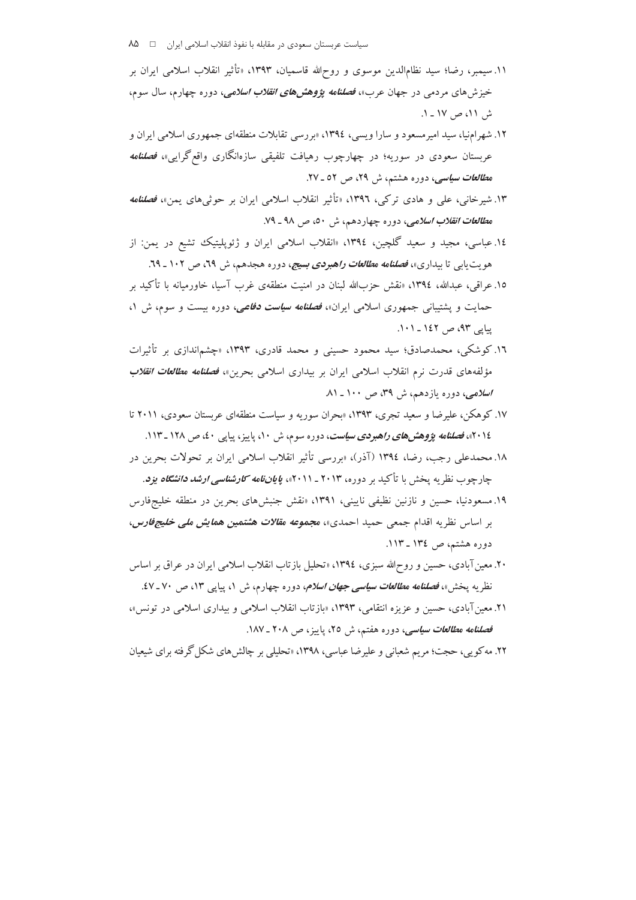۱۱. سیمبر، رضا؛ سید نظام‌الدین موسوی و روح‌الله قاسمیان، ۱۳۹۳، «تأثیر انقلاب اسلامی ایران بر خیزش‌های مردمی در جهان عرب»، ***فصلنامه پژوهش‌های انقلاب اسلامی***، دوره چهارم، سال سوم، ش ۱۱، ص ۱۷ ـ ۱.

۱۲. شهرامنیا، سید امیرمسعود و سارا ویسی، ۱۳۹٤، «بررسی تقابلات منطقه‌ای جمهوری اسلامی ایران و عربستان سعودی در سوریه؛ در چهارچوب رهیافت تلفیقی سازه‌انگاری واقع‌گرایی»، ***فصلنامه مطالعات سیاسی***، دوره هشتم، ش ۲۹، ص ۵۲ ـ ۲۷.

۱۳. شیرخانی، علی و هادی ترکی، ۱۳۹٦، «تأثیر انقلاب اسلامی ایران بر حوثی‌های یمن»، ***فصلنامه مطالعات انقلاب اسلامی***، دوره چهاردهم، ش ۵۰، ص ۹۸ ـ ۷۹.

۱٤. عباسی، مجید و سعید گلچین، ۱۳۹٤، «انقلاب اسلامی ایران و ژئوپلیتیک تشیع در یمن: از هویت‌یابی تا بیداری»، ***فصلنامه مطالعات راهبردی بسیج***، دوره هجدهم، ش ٦۹، ص ۱۰۲ ـ ٦۹.

۱۵. عراقی، عبدالله، ۱۳۹٤، «نقش حزب‌الله لبنان در امنیت منطقه‌ی غرب آسیا، خاورمیانه با تأکید بر حمایت و پشتیبانی جمهوری اسلامی ایران»، ***فصلنامه سیاست دفاعی***، دوره بیست و سوم، ش ۱، پیاپی ۹۳، ص ۱٤۲ ـ ۱۰۱.

۱٦. کوشکی، محمدصادق؛ سید محمود حسینی و محمد قادری، ۱۳۹۳، «چشم‌اندازی بر تأثیرات مؤلفه‌های قدرت نرم انقلاب اسلامی ایران بر بیداری اسلامی بحرین»، ***فصلنامه مطالعات انقلاب اسلامی***، دوره یازدهم، ش ۳۹، ص ۱۰۰ ـ ۸۱.

۱۷. کوهکن، علیرضا و سعید تجری، ۱۳۹۳، «بحران سوریه و سیاست منطقه‌ای عربستان سعودی، ۲۰۱۱ تا ۲۰۱٤»، ***فصلنامه پژوهش‌های راهبردی سیاست***، دوره سوم، ش ۱۰، پاییز، پیاپی ٤۰، ص ۱۲۸ ـ ۱۱۳.

۱۸. محمدعلی رجب، رضا، ۱۳۹٤ (آذر)، «بررسی تأثیر انقلاب اسلامی ایران بر تحولات بحرین در چارچوب نظریه پخش با تأکید بر دوره، ۲۰۱۳ ـ ۲۰۱۱»، ***پایان‌نامه کارشناسی ارشد دانشگاه یزد***.

۱۹. مسعودنیا، حسین و نازنین نظیفی نایینی، ۱۳۹۱، «نقش جنبش‌های بحرین در منطقه خلیج‌فارس بر اساس نظریه اقدام جمعی حمید احمدی»، ***مجموعه مقالات هشتمین همایش ملی خلیج‌فارس***، دوره هشتم، ص ۱۳٤ ـ ۱۱۳.

۲۰. معین‌آبادی، حسین و روح‌الله سبزی، ۱۳۹٤، «تحلیل بازتاب انقلاب اسلامی ایران در عراق بر اساس نظریه پخش»، ***فصلنامه مطالعات سیاسی جهان اسلام***، دوره چهارم، ش ۱، پیاپی ۱۳، ص ۷۰ ـ ٤۷.

۲۱. معین‌آبادی، حسین و عزیزه انتقامی، ۱۳۹۳، «بازتاب انقلاب اسلامی و بیداری اسلامی در تونس»، ***فصلنامه مطالعات سیاسی***، دوره هفتم، ش ۲۵، پاییز، ص ۲۰۸ ـ ۱۸۷.

۲۲. مه‌کویی، حجت؛ مریم شعبانی و علیرضا عباسی، ۱۳۹۸، «تحلیلی بر چالش‌های شکل‌گرفته برای شیعیان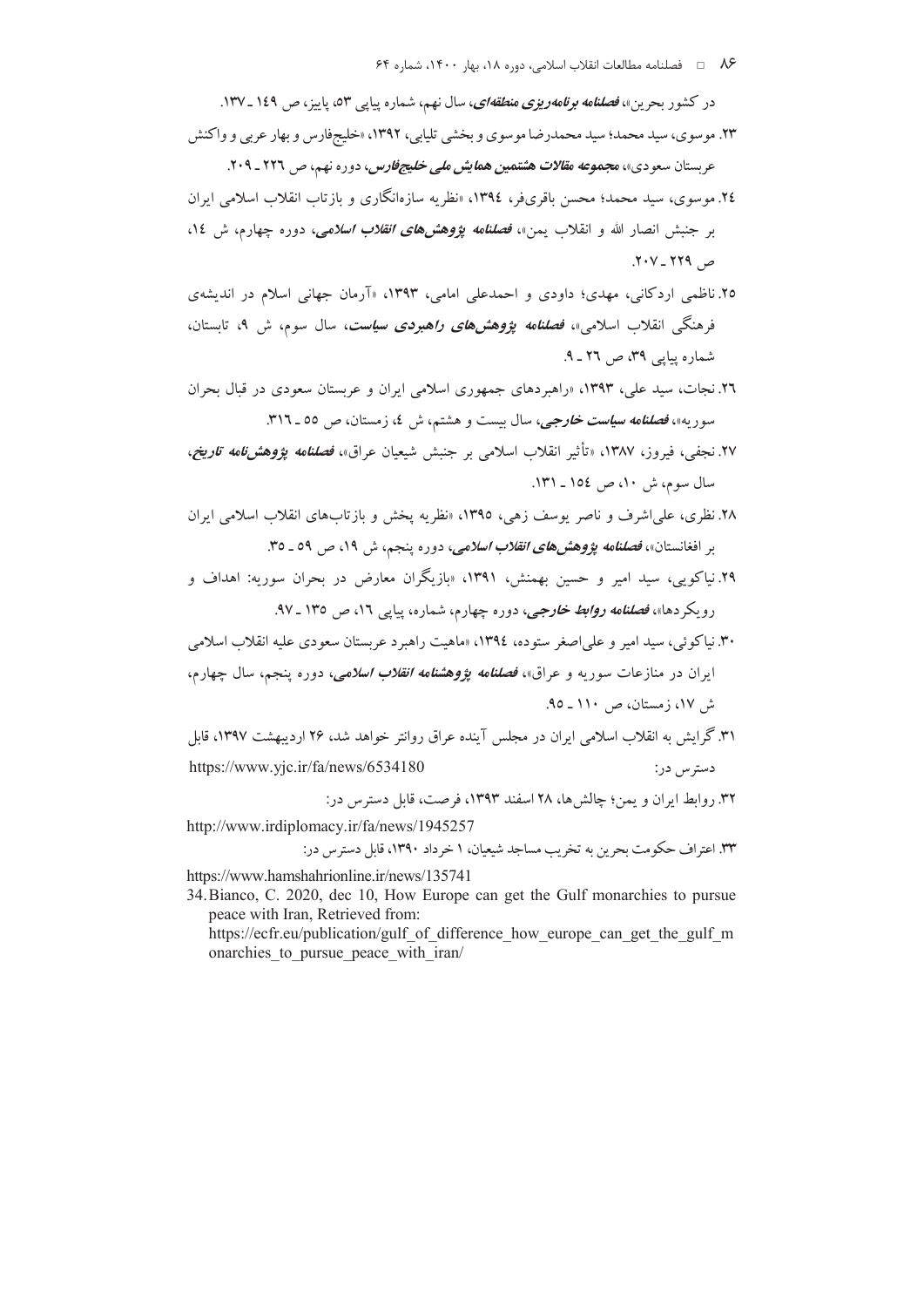در کشور بحرین»، ***فصلنامه برنامه‌ریزی منطقه‌ای***، سال نهم، شماره پیاپی ۵۳، پاییز، ص ۱۴۹ ـ ۱۳۷.

۲۳. موسوی، سید محمد؛ سید محمدرضا موسوی و بخشی تلیابی، ۱۳۹۲، «خلیج‌فارس و بهار عربی و واکنش عربستان سعودی»، ***مجموعه مقالات هشتمین همایش ملی خلیج‌فارس***، دوره نهم، ص ۲۲۶ ـ ۲۰۹.

۲۴. موسوی، سید محمد؛ محسن باقری‌فر، ۱۳۹۴، «نظریه سازه‌انگاری و بازتاب انقلاب اسلامی ایران بر جنبش انصار الله و انقلاب یمن»، ***فصلنامه پژوهش‌های انقلاب اسلامی***، دوره چهارم، ش ۱۴، ص ۲۲۹ ـ ۲۰۷.

۲۵. ناظمی اردکانی، مهدی؛ داودی و احمدعلی امامی، ۱۳۹۳، «آرمان جهانی اسلام در اندیشه‌ی فرهنگی انقلاب اسلامی»، ***فصلنامه پژوهش‌های راهبردی سیاست***، سال سوم، ش ۹، تابستان، شماره پیاپی ۳۹، ص ۲۶ ـ ۹.

۲۶. نجات، سید علی، ۱۳۹۳، «راهبردهای جمهوری اسلامی ایران و عربستان سعودی در قبال بحران سوریه»، ***فصلنامه سیاست خارجی***، سال بیست و هشتم، ش ۴، زمستان، ص ۵۵ ـ ۳۱۶.

۲۷. نجفی، فیروز، ۱۳۸۷، «تأثیر انقلاب اسلامی بر جنبش شیعیان عراق»، ***فصلنامه پژوهش‌نامه تاریخ***، سال سوم، ش ۱۰، ص ۱۵۴ ـ ۱۳۱.

۲۸. نظری، علی‌اشرف و ناصر یوسف زهی، ۱۳۹۵، «نظریه پخش و بازتاب‌های انقلاب اسلامی ایران بر افغانستان»، ***فصلنامه پژوهش‌های انقلاب اسلامی***، دوره پنجم، ش ۱۹، ص ۵۹ ـ ۳۵.

۲۹. نیاکویی، سید امیر و حسین بهمنش، ۱۳۹۱، «بازیگران معارض در بحران سوریه: اهداف و رویکردها»، ***فصلنامه روابط خارجی***، دوره چهارم، شماره، پیاپی ۱۶، ص ۱۳۵ ـ ۹۷.

۳۰. نیاکوئی، سید امیر و علی‌اصغر ستوده، ۱۳۹۴، «ماهیت راهبرد عربستان سعودی علیه انقلاب اسلامی ایران در منازعات سوریه و عراق»، ***فصلنامه پژوهشنامه انقلاب اسلامی***، دوره پنجم، سال چهارم، ش ۱۷، زمستان، ص ۱۱۰ ـ ۹۵.

۳۱. گرایش به انقلاب اسلامی ایران در مجلس آینده عراق روانتر خواهد شد، ۲۶ اردیبهشت ۱۳۹۷، قابل دسترس در: https://www.yjc.ir/fa/news/6534180

۳۲. روابط ایران و یمن؛ چالش‌ها، ۲۸ اسفند ۱۳۹۳، فرصت، قابل دسترس در:
http://www.irdiplomacy.ir/fa/news/1945257

۳۳. اعتراف حکومت بحرین به تخریب مساجد شیعیان، ۱ خرداد ۱۳۹۰، قابل دسترس در:
https://www.hamshahrionline.ir/news/135741

34. Bianco, C. 2020, dec 10, How Europe can get the Gulf monarchies to pursue peace with Iran, Retrieved from: https://ecfr.eu/publication/gulf_of_difference_how_europe_can_get_the_gulf_monarchies_to_pursue_peace_with_iran/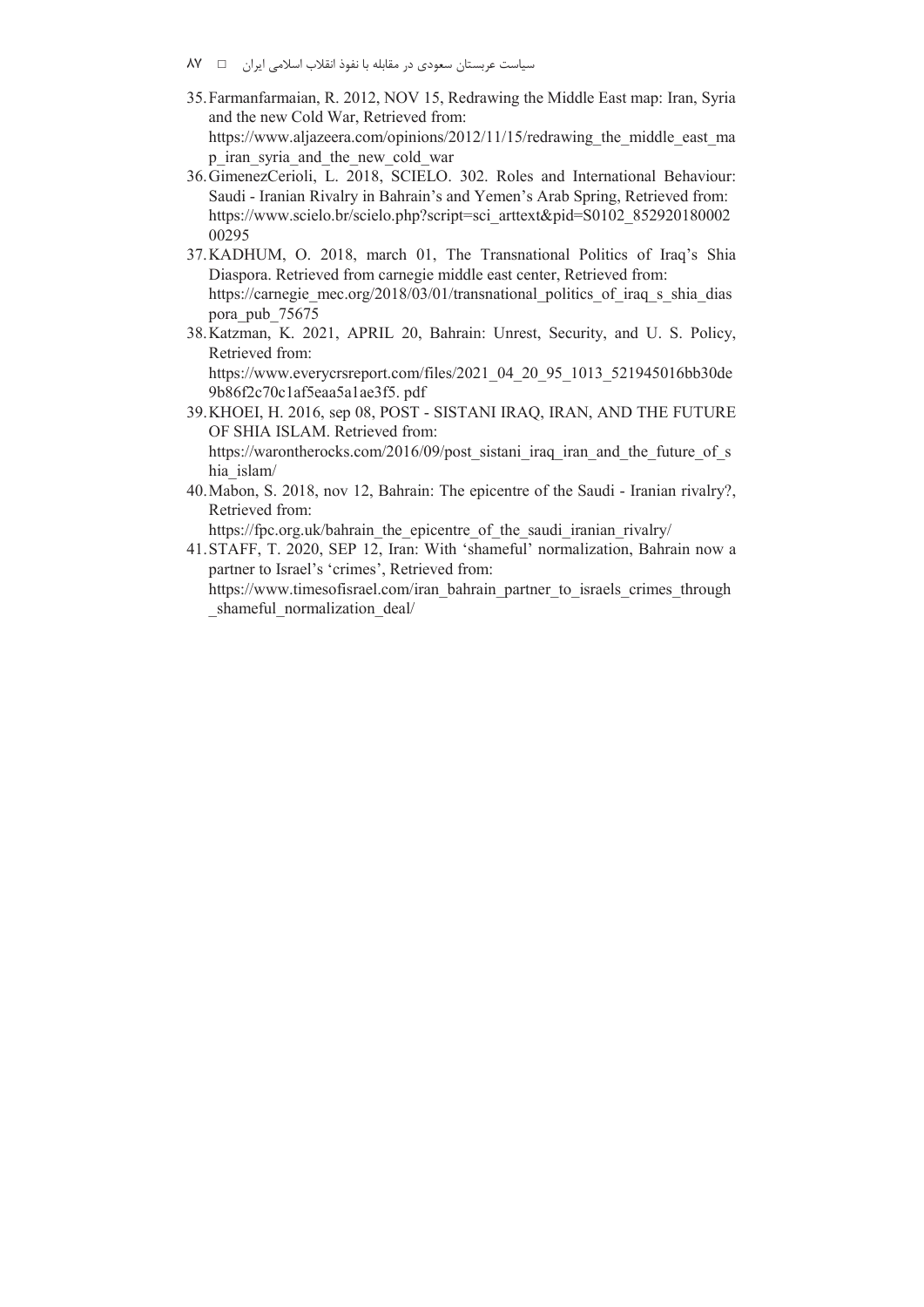35. Farmanfarmaian, R. 2012, NOV 15, Redrawing the Middle East map: Iran, Syria and the new Cold War, Retrieved from: https://www.aljazeera.com/opinions/2012/11/15/redrawing_the_middle_east_map_iran_syria_and_the_new_cold_war
36. GimenezCerioli, L. 2018, SCIELO. 302. Roles and International Behaviour: Saudi - Iranian Rivalry in Bahrain's and Yemen's Arab Spring, Retrieved from: https://www.scielo.br/scielo.php?script=sci_arttext&pid=S0102_85292018000200295
37. KADHUM, O. 2018, march 01, The Transnational Politics of Iraq's Shia Diaspora. Retrieved from carnegie middle east center, Retrieved from: https://carnegie_mec.org/2018/03/01/transnational_politics_of_iraq_s_shia_diaspora_pub_75675
38. Katzman, K. 2021, APRIL 20, Bahrain: Unrest, Security, and U. S. Policy, Retrieved from: https://www.everycrsreport.com/files/2021_04_20_95_1013_521945016bb30de9b86f2c70c1af5eaa5a1ae3f5. pdf
39. KHOEI, H. 2016, sep 08, POST - SISTANI IRAQ, IRAN, AND THE FUTURE OF SHIA ISLAM. Retrieved from: https://warontherocks.com/2016/09/post_sistani_iraq_iran_and_the_future_of_shia_islam/
40. Mabon, S. 2018, nov 12, Bahrain: The epicentre of the Saudi - Iranian rivalry?, Retrieved from: https://fpc.org.uk/bahrain_the_epicentre_of_the_saudi_iranian_rivalry/
41. STAFF, T. 2020, SEP 12, Iran: With 'shameful' normalization, Bahrain now a partner to Israel's 'crimes', Retrieved from: https://www.timesofisrael.com/iran_bahrain_partner_to_israels_crimes_through_shameful_normalization_deal/